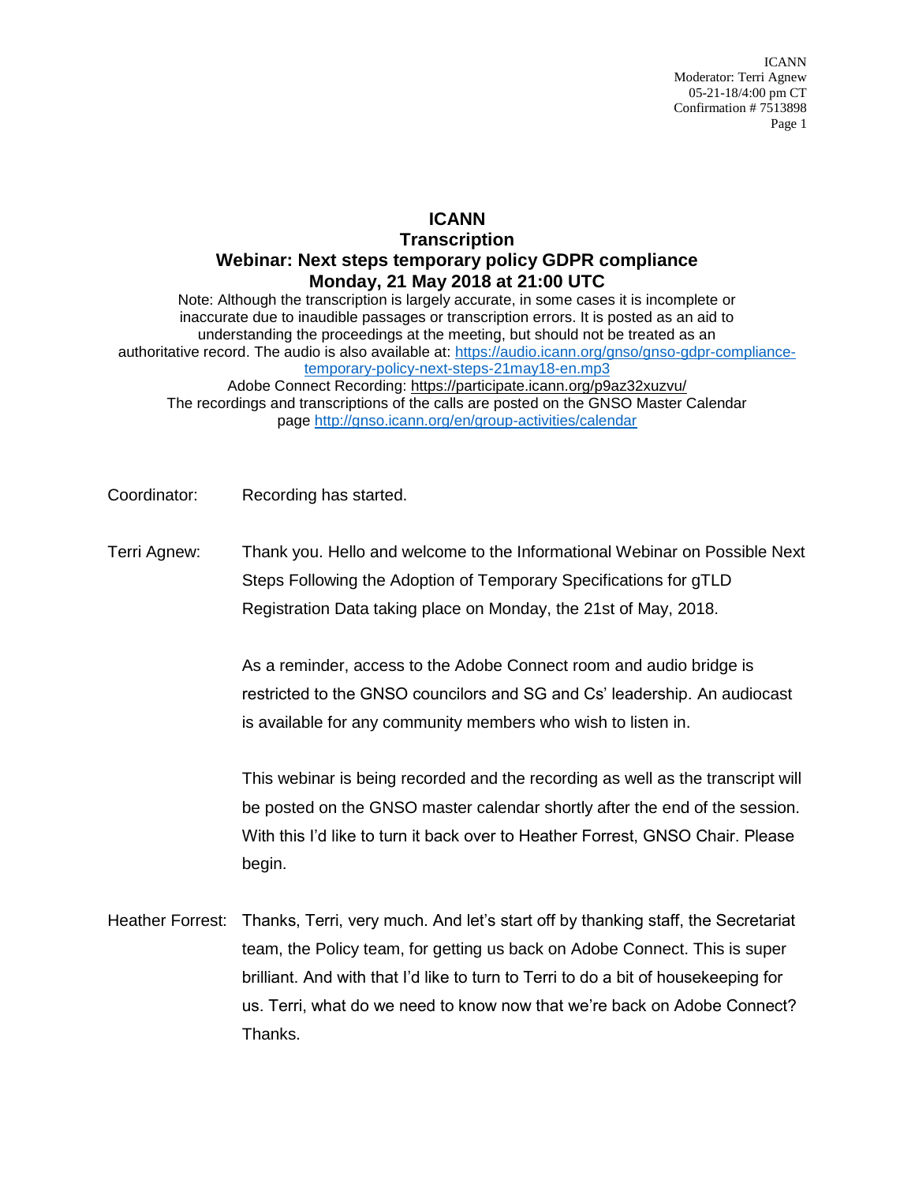# ICANN
## Transcription
## Webinar: Next steps temporary policy GDPR compliance
## Monday, 21 May 2018 at 21:00 UTC

Note: Although the transcription is largely accurate, in some cases it is incomplete or inaccurate due to inaudible passages or transcription errors. It is posted as an aid to understanding the proceedings at the meeting, but should not be treated as an authoritative record. The audio is also available at: https://audio.icann.org/gnso/gnso-gdpr-compliance-temporary-policy-next-steps-21may18-en.mp3
Adobe Connect Recording: https://participate.icann.org/p9az32xuzvu/
The recordings and transcriptions of the calls are posted on the GNSO Master Calendar page http://gnso.icann.org/en/group-activities/calendar

Coordinator: Recording has started.

Terri Agnew: Thank you. Hello and welcome to the Informational Webinar on Possible Next Steps Following the Adoption of Temporary Specifications for gTLD Registration Data taking place on Monday, the 21st of May, 2018.

As a reminder, access to the Adobe Connect room and audio bridge is restricted to the GNSO councilors and SG and Cs' leadership. An audiocast is available for any community members who wish to listen in.

This webinar is being recorded and the recording as well as the transcript will be posted on the GNSO master calendar shortly after the end of the session. With this I'd like to turn it back over to Heather Forrest, GNSO Chair. Please begin.

Heather Forrest: Thanks, Terri, very much. And let's start off by thanking staff, the Secretariat team, the Policy team, for getting us back on Adobe Connect. This is super brilliant. And with that I'd like to turn to Terri to do a bit of housekeeping for us. Terri, what do we need to know now that we're back on Adobe Connect? Thanks.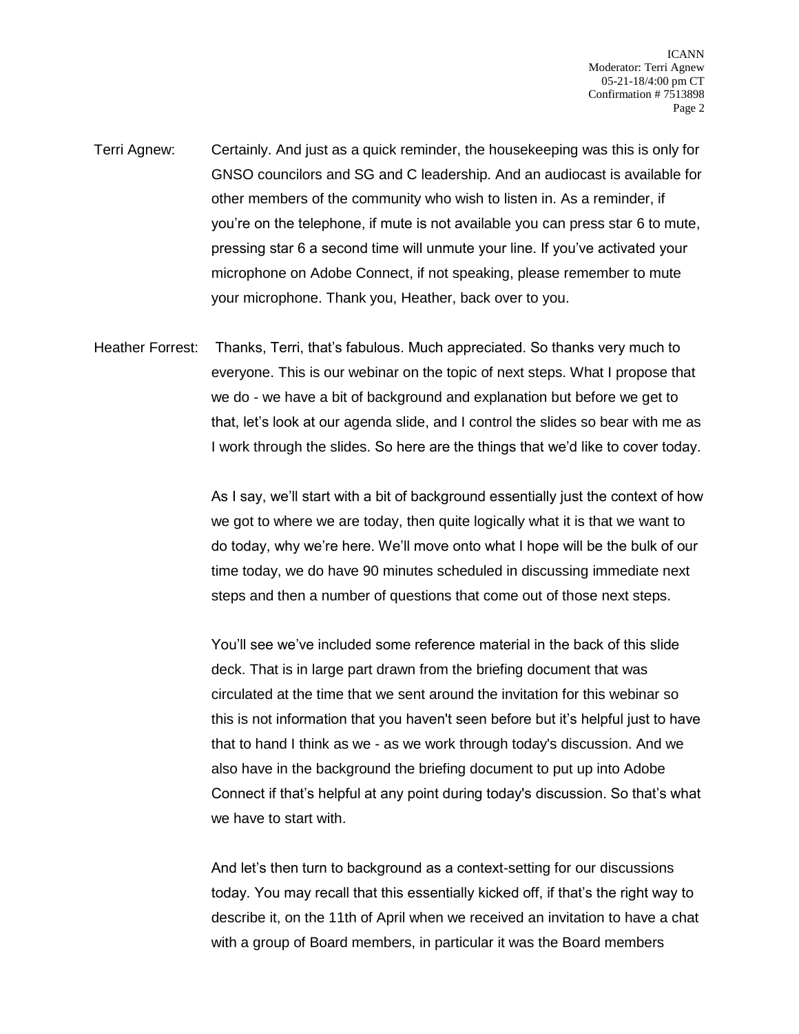Terri Agnew: Certainly. And just as a quick reminder, the housekeeping was this is only for GNSO councilors and SG and C leadership. And an audiocast is available for other members of the community who wish to listen in. As a reminder, if you're on the telephone, if mute is not available you can press star 6 to mute, pressing star 6 a second time will unmute your line. If you've activated your microphone on Adobe Connect, if not speaking, please remember to mute your microphone. Thank you, Heather, back over to you.

Heather Forrest: Thanks, Terri, that's fabulous. Much appreciated. So thanks very much to everyone. This is our webinar on the topic of next steps. What I propose that we do - we have a bit of background and explanation but before we get to that, let's look at our agenda slide, and I control the slides so bear with me as I work through the slides. So here are the things that we'd like to cover today.

As I say, we'll start with a bit of background essentially just the context of how we got to where we are today, then quite logically what it is that we want to do today, why we're here. We'll move onto what I hope will be the bulk of our time today, we do have 90 minutes scheduled in discussing immediate next steps and then a number of questions that come out of those next steps.

You'll see we've included some reference material in the back of this slide deck. That is in large part drawn from the briefing document that was circulated at the time that we sent around the invitation for this webinar so this is not information that you haven't seen before but it's helpful just to have that to hand I think as we - as we work through today's discussion. And we also have in the background the briefing document to put up into Adobe Connect if that's helpful at any point during today's discussion. So that's what we have to start with.

And let's then turn to background as a context-setting for our discussions today. You may recall that this essentially kicked off, if that's the right way to describe it, on the 11th of April when we received an invitation to have a chat with a group of Board members, in particular it was the Board members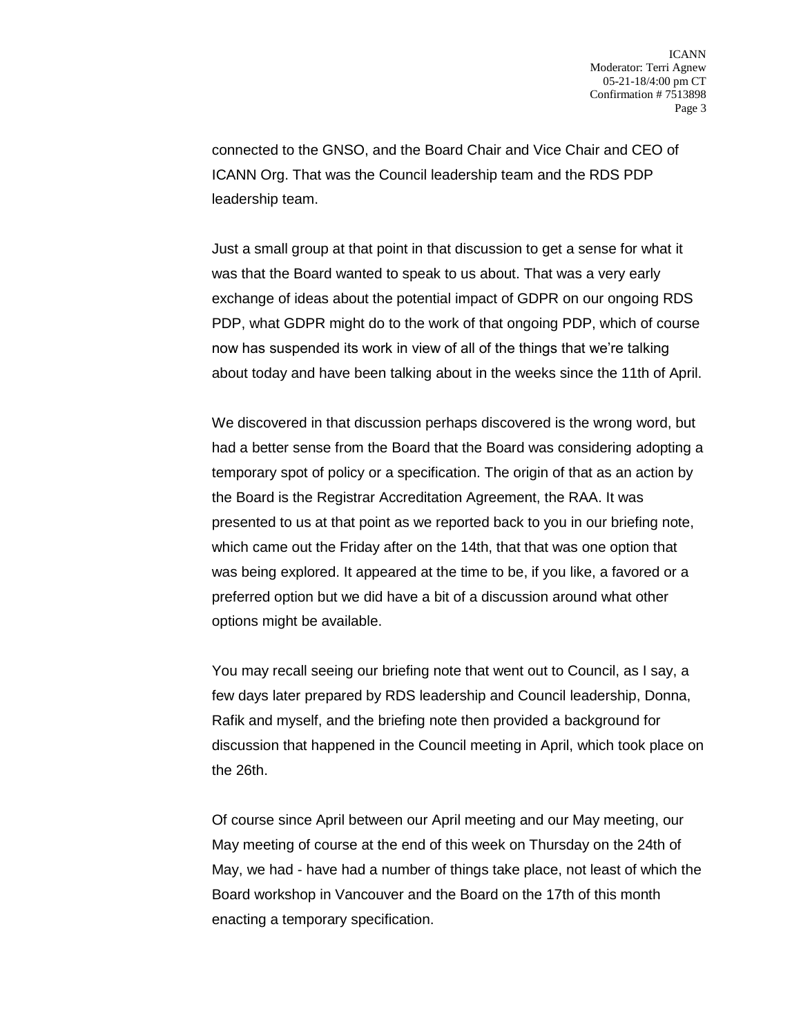connected to the GNSO, and the Board Chair and Vice Chair and CEO of ICANN Org. That was the Council leadership team and the RDS PDP leadership team.

Just a small group at that point in that discussion to get a sense for what it was that the Board wanted to speak to us about. That was a very early exchange of ideas about the potential impact of GDPR on our ongoing RDS PDP, what GDPR might do to the work of that ongoing PDP, which of course now has suspended its work in view of all of the things that we're talking about today and have been talking about in the weeks since the 11th of April.

We discovered in that discussion perhaps discovered is the wrong word, but had a better sense from the Board that the Board was considering adopting a temporary spot of policy or a specification. The origin of that as an action by the Board is the Registrar Accreditation Agreement, the RAA. It was presented to us at that point as we reported back to you in our briefing note, which came out the Friday after on the 14th, that that was one option that was being explored. It appeared at the time to be, if you like, a favored or a preferred option but we did have a bit of a discussion around what other options might be available.

You may recall seeing our briefing note that went out to Council, as I say, a few days later prepared by RDS leadership and Council leadership, Donna, Rafik and myself, and the briefing note then provided a background for discussion that happened in the Council meeting in April, which took place on the 26th.

Of course since April between our April meeting and our May meeting, our May meeting of course at the end of this week on Thursday on the 24th of May, we had - have had a number of things take place, not least of which the Board workshop in Vancouver and the Board on the 17th of this month enacting a temporary specification.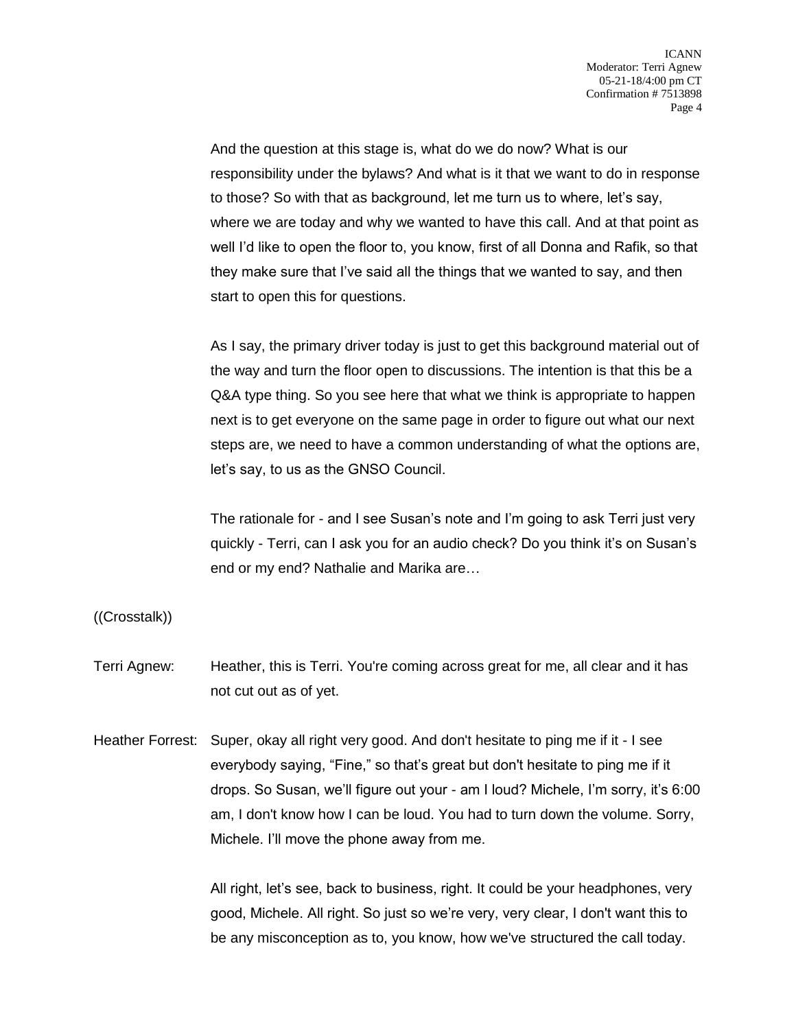And the question at this stage is, what do we do now? What is our responsibility under the bylaws? And what is it that we want to do in response to those? So with that as background, let me turn us to where, let's say, where we are today and why we wanted to have this call. And at that point as well I'd like to open the floor to, you know, first of all Donna and Rafik, so that they make sure that I've said all the things that we wanted to say, and then start to open this for questions.

As I say, the primary driver today is just to get this background material out of the way and turn the floor open to discussions. The intention is that this be a Q&A type thing. So you see here that what we think is appropriate to happen next is to get everyone on the same page in order to figure out what our next steps are, we need to have a common understanding of what the options are, let's say, to us as the GNSO Council.

The rationale for - and I see Susan's note and I'm going to ask Terri just very quickly - Terri, can I ask you for an audio check? Do you think it's on Susan's end or my end? Nathalie and Marika are…

((Crosstalk))

Terri Agnew: Heather, this is Terri. You're coming across great for me, all clear and it has not cut out as of yet.

Heather Forrest: Super, okay all right very good. And don't hesitate to ping me if it - I see everybody saying, "Fine," so that's great but don't hesitate to ping me if it drops. So Susan, we'll figure out your - am I loud? Michele, I'm sorry, it's 6:00 am, I don't know how I can be loud. You had to turn down the volume. Sorry, Michele. I'll move the phone away from me.

All right, let's see, back to business, right. It could be your headphones, very good, Michele. All right. So just so we're very, very clear, I don't want this to be any misconception as to, you know, how we've structured the call today.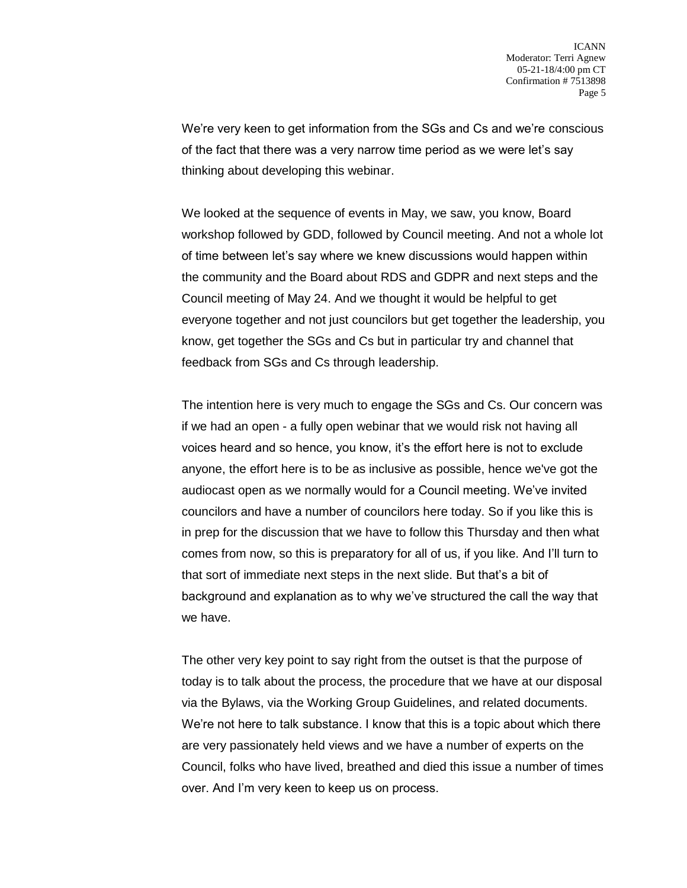We're very keen to get information from the SGs and Cs and we're conscious of the fact that there was a very narrow time period as we were let's say thinking about developing this webinar.

We looked at the sequence of events in May, we saw, you know, Board workshop followed by GDD, followed by Council meeting. And not a whole lot of time between let's say where we knew discussions would happen within the community and the Board about RDS and GDPR and next steps and the Council meeting of May 24. And we thought it would be helpful to get everyone together and not just councilors but get together the leadership, you know, get together the SGs and Cs but in particular try and channel that feedback from SGs and Cs through leadership.

The intention here is very much to engage the SGs and Cs. Our concern was if we had an open - a fully open webinar that we would risk not having all voices heard and so hence, you know, it's the effort here is not to exclude anyone, the effort here is to be as inclusive as possible, hence we've got the audiocast open as we normally would for a Council meeting. We've invited councilors and have a number of councilors here today. So if you like this is in prep for the discussion that we have to follow this Thursday and then what comes from now, so this is preparatory for all of us, if you like. And I'll turn to that sort of immediate next steps in the next slide. But that's a bit of background and explanation as to why we've structured the call the way that we have.

The other very key point to say right from the outset is that the purpose of today is to talk about the process, the procedure that we have at our disposal via the Bylaws, via the Working Group Guidelines, and related documents. We're not here to talk substance. I know that this is a topic about which there are very passionately held views and we have a number of experts on the Council, folks who have lived, breathed and died this issue a number of times over. And I'm very keen to keep us on process.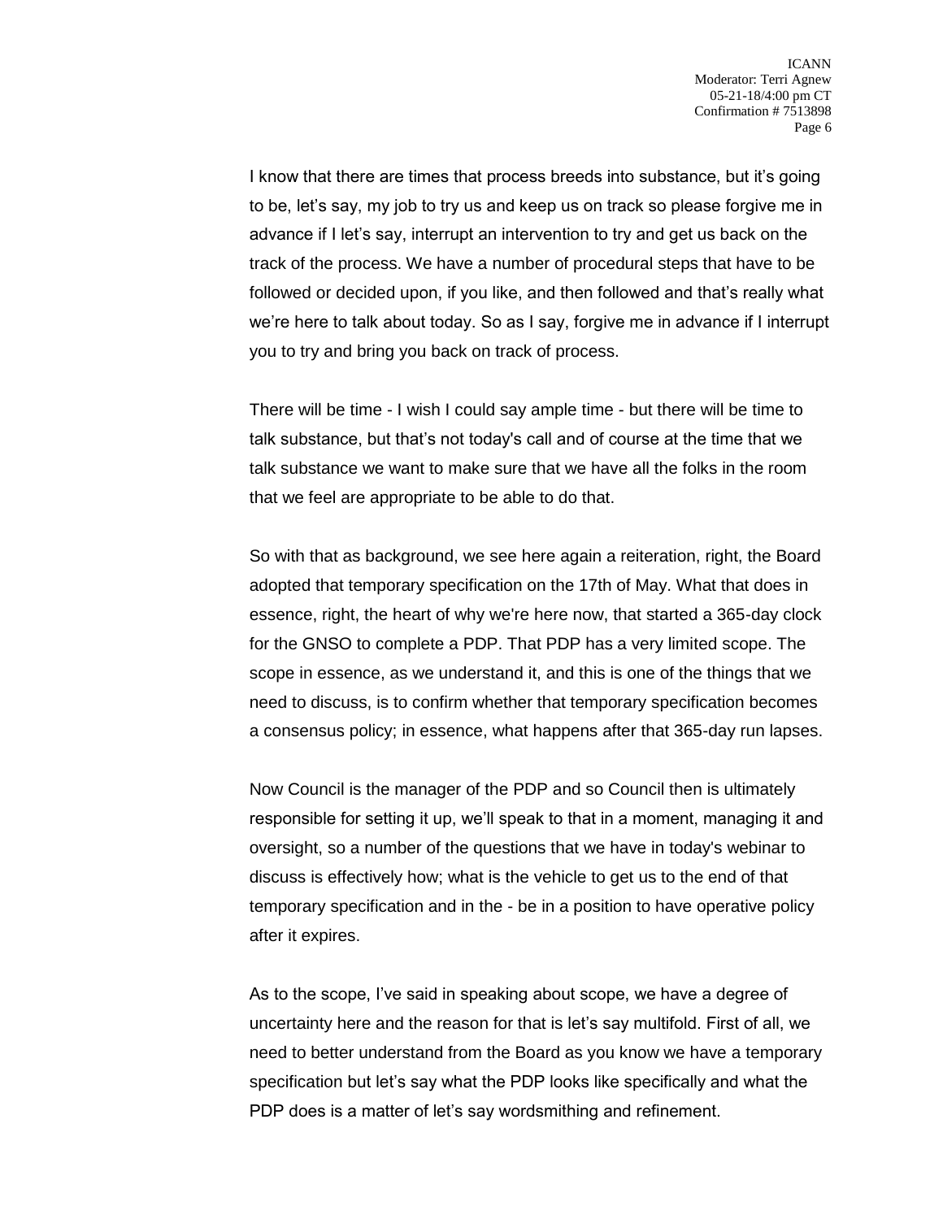I know that there are times that process breeds into substance, but it's going to be, let's say, my job to try us and keep us on track so please forgive me in advance if I let's say, interrupt an intervention to try and get us back on the track of the process. We have a number of procedural steps that have to be followed or decided upon, if you like, and then followed and that's really what we're here to talk about today. So as I say, forgive me in advance if I interrupt you to try and bring you back on track of process.

There will be time - I wish I could say ample time - but there will be time to talk substance, but that's not today's call and of course at the time that we talk substance we want to make sure that we have all the folks in the room that we feel are appropriate to be able to do that.

So with that as background, we see here again a reiteration, right, the Board adopted that temporary specification on the 17th of May. What that does in essence, right, the heart of why we're here now, that started a 365-day clock for the GNSO to complete a PDP. That PDP has a very limited scope. The scope in essence, as we understand it, and this is one of the things that we need to discuss, is to confirm whether that temporary specification becomes a consensus policy; in essence, what happens after that 365-day run lapses.

Now Council is the manager of the PDP and so Council then is ultimately responsible for setting it up, we'll speak to that in a moment, managing it and oversight, so a number of the questions that we have in today's webinar to discuss is effectively how; what is the vehicle to get us to the end of that temporary specification and in the - be in a position to have operative policy after it expires.

As to the scope, I've said in speaking about scope, we have a degree of uncertainty here and the reason for that is let's say multifold. First of all, we need to better understand from the Board as you know we have a temporary specification but let's say what the PDP looks like specifically and what the PDP does is a matter of let's say wordsmithing and refinement.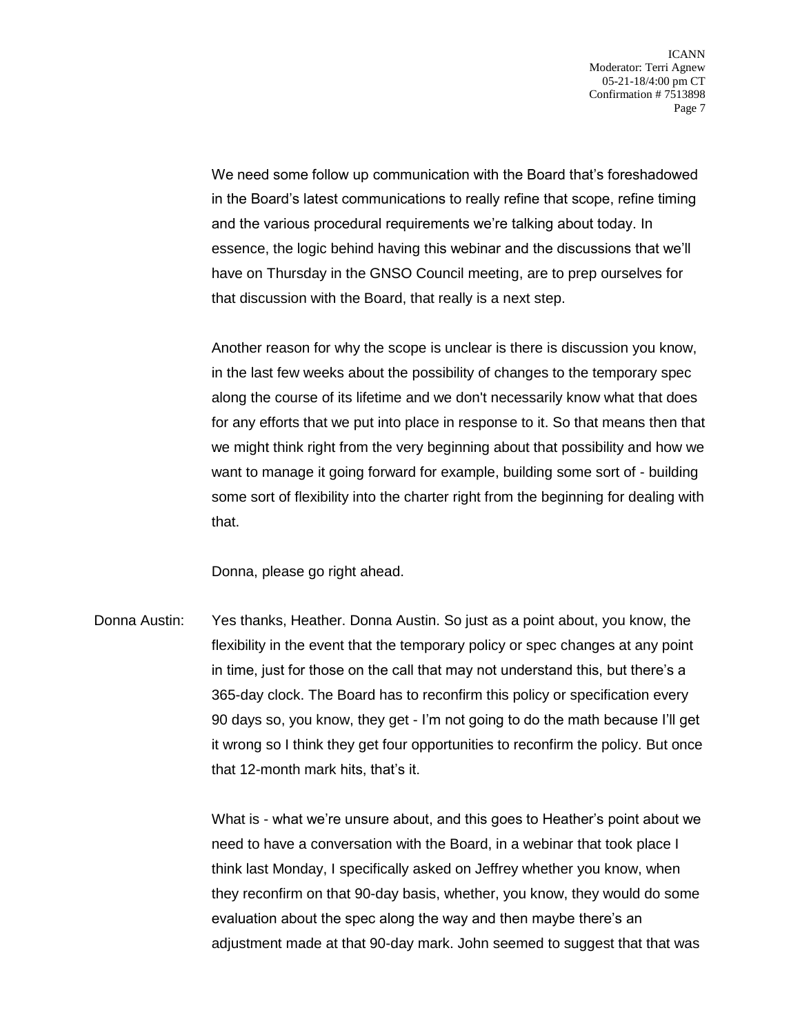We need some follow up communication with the Board that's foreshadowed in the Board's latest communications to really refine that scope, refine timing and the various procedural requirements we're talking about today. In essence, the logic behind having this webinar and the discussions that we'll have on Thursday in the GNSO Council meeting, are to prep ourselves for that discussion with the Board, that really is a next step.

Another reason for why the scope is unclear is there is discussion you know, in the last few weeks about the possibility of changes to the temporary spec along the course of its lifetime and we don't necessarily know what that does for any efforts that we put into place in response to it. So that means then that we might think right from the very beginning about that possibility and how we want to manage it going forward for example, building some sort of - building some sort of flexibility into the charter right from the beginning for dealing with that.

Donna, please go right ahead.

Donna Austin: Yes thanks, Heather. Donna Austin. So just as a point about, you know, the flexibility in the event that the temporary policy or spec changes at any point in time, just for those on the call that may not understand this, but there's a 365-day clock. The Board has to reconfirm this policy or specification every 90 days so, you know, they get - I'm not going to do the math because I'll get it wrong so I think they get four opportunities to reconfirm the policy. But once that 12-month mark hits, that's it.

What is - what we're unsure about, and this goes to Heather's point about we need to have a conversation with the Board, in a webinar that took place I think last Monday, I specifically asked on Jeffrey whether you know, when they reconfirm on that 90-day basis, whether, you know, they would do some evaluation about the spec along the way and then maybe there's an adjustment made at that 90-day mark. John seemed to suggest that that was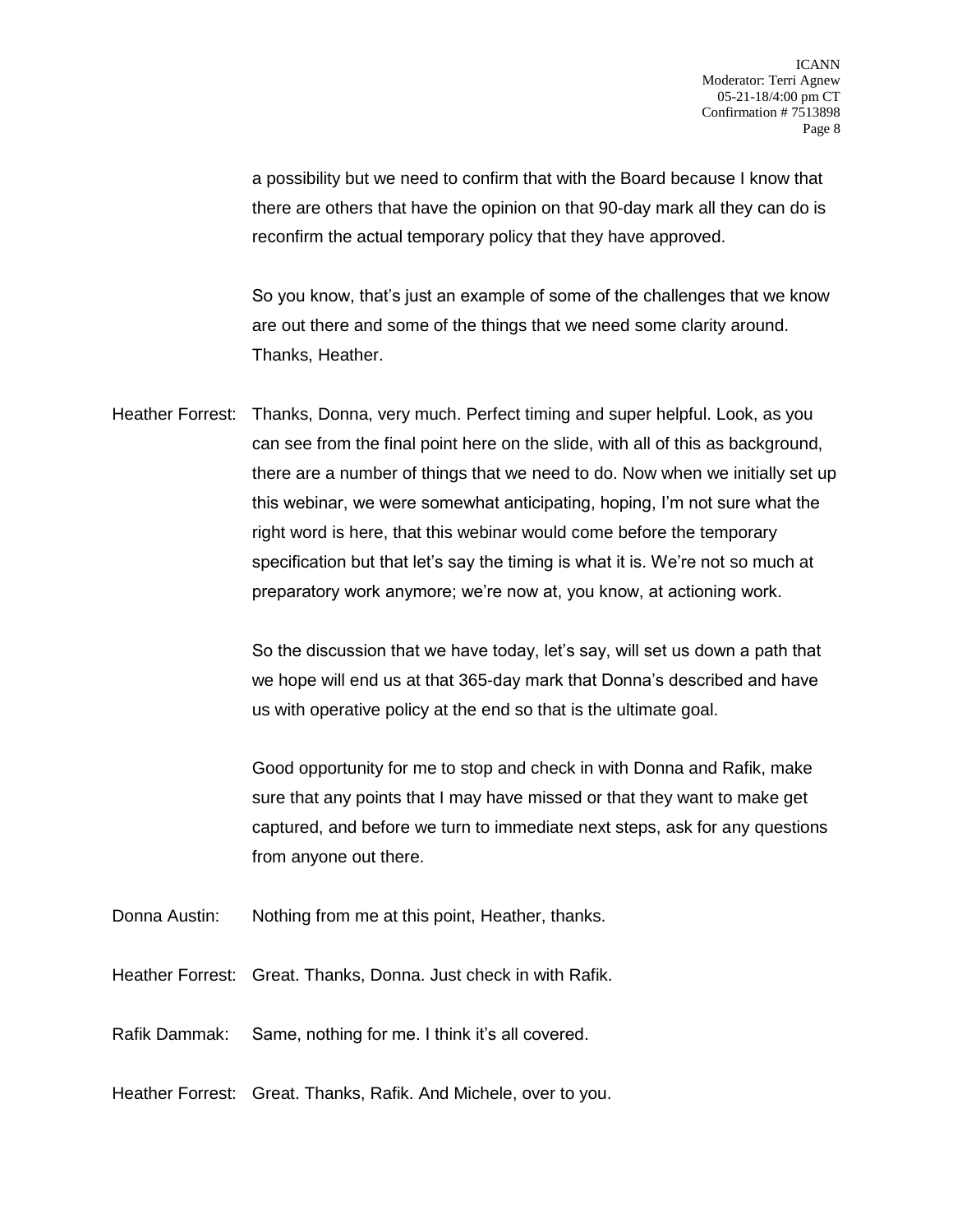a possibility but we need to confirm that with the Board because I know that there are others that have the opinion on that 90-day mark all they can do is reconfirm the actual temporary policy that they have approved.

So you know, that's just an example of some of the challenges that we know are out there and some of the things that we need some clarity around. Thanks, Heather.

Heather Forrest: Thanks, Donna, very much. Perfect timing and super helpful. Look, as you can see from the final point here on the slide, with all of this as background, there are a number of things that we need to do. Now when we initially set up this webinar, we were somewhat anticipating, hoping, I'm not sure what the right word is here, that this webinar would come before the temporary specification but that let's say the timing is what it is. We're not so much at preparatory work anymore; we're now at, you know, at actioning work.

So the discussion that we have today, let's say, will set us down a path that we hope will end us at that 365-day mark that Donna's described and have us with operative policy at the end so that is the ultimate goal.

Good opportunity for me to stop and check in with Donna and Rafik, make sure that any points that I may have missed or that they want to make get captured, and before we turn to immediate next steps, ask for any questions from anyone out there.

Donna Austin: Nothing from me at this point, Heather, thanks.

Heather Forrest: Great. Thanks, Donna. Just check in with Rafik.

Rafik Dammak: Same, nothing for me. I think it's all covered.

Heather Forrest: Great. Thanks, Rafik. And Michele, over to you.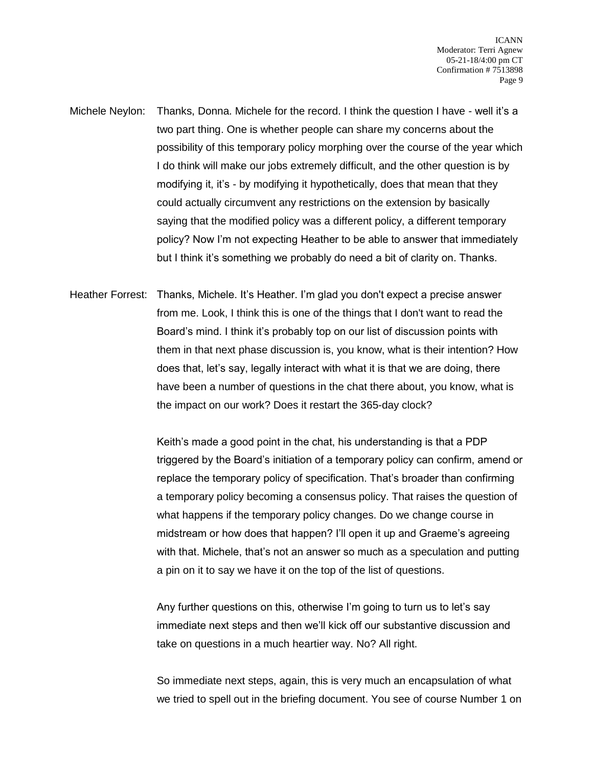Michele Neylon: Thanks, Donna. Michele for the record. I think the question I have - well it's a two part thing. One is whether people can share my concerns about the possibility of this temporary policy morphing over the course of the year which I do think will make our jobs extremely difficult, and the other question is by modifying it, it's - by modifying it hypothetically, does that mean that they could actually circumvent any restrictions on the extension by basically saying that the modified policy was a different policy, a different temporary policy? Now I'm not expecting Heather to be able to answer that immediately but I think it's something we probably do need a bit of clarity on. Thanks.

Heather Forrest: Thanks, Michele. It's Heather. I'm glad you don't expect a precise answer from me. Look, I think this is one of the things that I don't want to read the Board's mind. I think it's probably top on our list of discussion points with them in that next phase discussion is, you know, what is their intention? How does that, let's say, legally interact with what it is that we are doing, there have been a number of questions in the chat there about, you know, what is the impact on our work? Does it restart the 365-day clock?

Keith's made a good point in the chat, his understanding is that a PDP triggered by the Board's initiation of a temporary policy can confirm, amend or replace the temporary policy of specification. That's broader than confirming a temporary policy becoming a consensus policy. That raises the question of what happens if the temporary policy changes. Do we change course in midstream or how does that happen? I'll open it up and Graeme's agreeing with that. Michele, that's not an answer so much as a speculation and putting a pin on it to say we have it on the top of the list of questions.

Any further questions on this, otherwise I'm going to turn us to let's say immediate next steps and then we'll kick off our substantive discussion and take on questions in a much heartier way. No? All right.

So immediate next steps, again, this is very much an encapsulation of what we tried to spell out in the briefing document. You see of course Number 1 on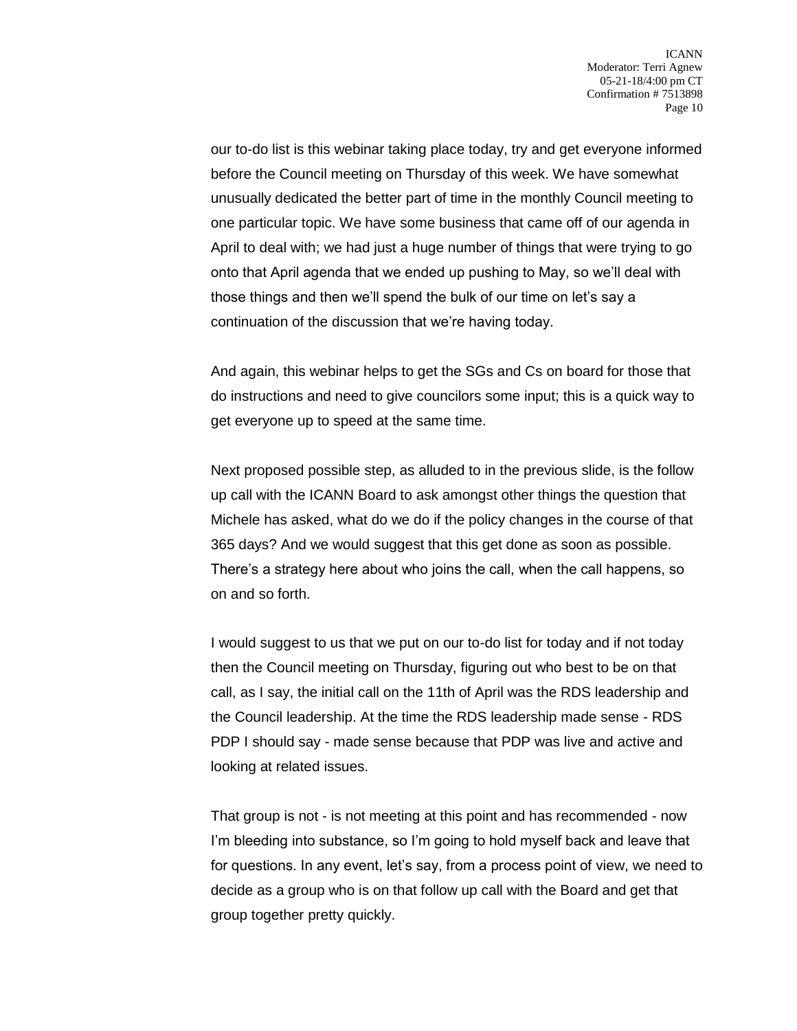our to-do list is this webinar taking place today, try and get everyone informed before the Council meeting on Thursday of this week. We have somewhat unusually dedicated the better part of time in the monthly Council meeting to one particular topic. We have some business that came off of our agenda in April to deal with; we had just a huge number of things that were trying to go onto that April agenda that we ended up pushing to May, so we'll deal with those things and then we'll spend the bulk of our time on let's say a continuation of the discussion that we're having today.

And again, this webinar helps to get the SGs and Cs on board for those that do instructions and need to give councilors some input; this is a quick way to get everyone up to speed at the same time.

Next proposed possible step, as alluded to in the previous slide, is the follow up call with the ICANN Board to ask amongst other things the question that Michele has asked, what do we do if the policy changes in the course of that 365 days? And we would suggest that this get done as soon as possible. There's a strategy here about who joins the call, when the call happens, so on and so forth.

I would suggest to us that we put on our to-do list for today and if not today then the Council meeting on Thursday, figuring out who best to be on that call, as I say, the initial call on the 11th of April was the RDS leadership and the Council leadership. At the time the RDS leadership made sense - RDS PDP I should say - made sense because that PDP was live and active and looking at related issues.

That group is not - is not meeting at this point and has recommended - now I'm bleeding into substance, so I'm going to hold myself back and leave that for questions. In any event, let's say, from a process point of view, we need to decide as a group who is on that follow up call with the Board and get that group together pretty quickly.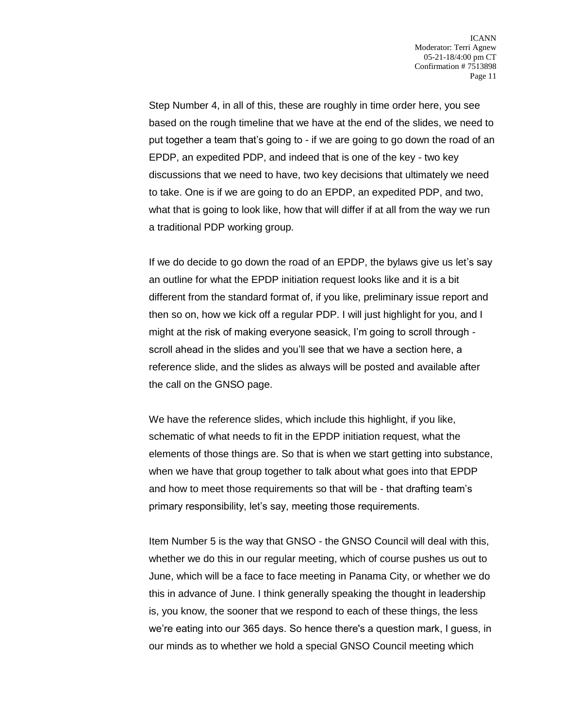Step Number 4, in all of this, these are roughly in time order here, you see based on the rough timeline that we have at the end of the slides, we need to put together a team that's going to - if we are going to go down the road of an EPDP, an expedited PDP, and indeed that is one of the key - two key discussions that we need to have, two key decisions that ultimately we need to take. One is if we are going to do an EPDP, an expedited PDP, and two, what that is going to look like, how that will differ if at all from the way we run a traditional PDP working group.

If we do decide to go down the road of an EPDP, the bylaws give us let's say an outline for what the EPDP initiation request looks like and it is a bit different from the standard format of, if you like, preliminary issue report and then so on, how we kick off a regular PDP. I will just highlight for you, and I might at the risk of making everyone seasick, I'm going to scroll through - scroll ahead in the slides and you'll see that we have a section here, a reference slide, and the slides as always will be posted and available after the call on the GNSO page.

We have the reference slides, which include this highlight, if you like, schematic of what needs to fit in the EPDP initiation request, what the elements of those things are. So that is when we start getting into substance, when we have that group together to talk about what goes into that EPDP and how to meet those requirements so that will be - that drafting team's primary responsibility, let's say, meeting those requirements.

Item Number 5 is the way that GNSO - the GNSO Council will deal with this, whether we do this in our regular meeting, which of course pushes us out to June, which will be a face to face meeting in Panama City, or whether we do this in advance of June. I think generally speaking the thought in leadership is, you know, the sooner that we respond to each of these things, the less we're eating into our 365 days. So hence there's a question mark, I guess, in our minds as to whether we hold a special GNSO Council meeting which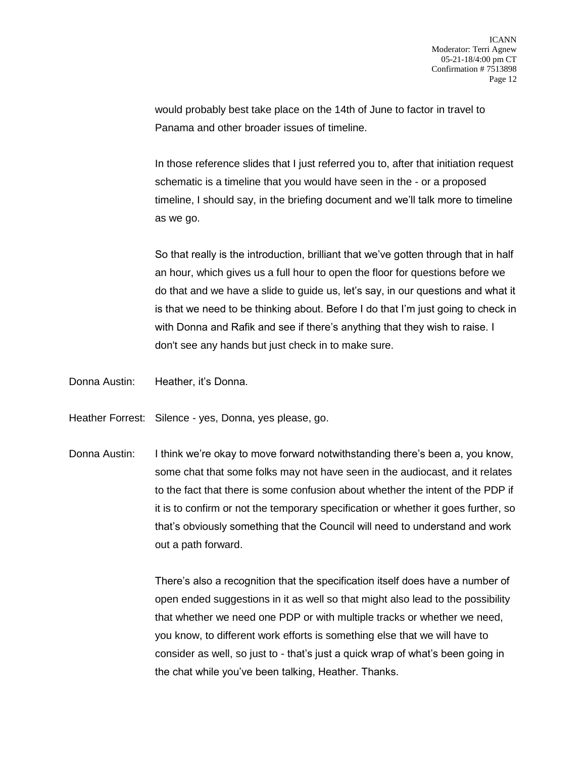would probably best take place on the 14th of June to factor in travel to Panama and other broader issues of timeline.

In those reference slides that I just referred you to, after that initiation request schematic is a timeline that you would have seen in the - or a proposed timeline, I should say, in the briefing document and we'll talk more to timeline as we go.

So that really is the introduction, brilliant that we've gotten through that in half an hour, which gives us a full hour to open the floor for questions before we do that and we have a slide to guide us, let's say, in our questions and what it is that we need to be thinking about. Before I do that I'm just going to check in with Donna and Rafik and see if there's anything that they wish to raise. I don't see any hands but just check in to make sure.

Donna Austin: Heather, it's Donna.

Heather Forrest: Silence - yes, Donna, yes please, go.

Donna Austin: I think we're okay to move forward notwithstanding there's been a, you know, some chat that some folks may not have seen in the audiocast, and it relates to the fact that there is some confusion about whether the intent of the PDP if it is to confirm or not the temporary specification or whether it goes further, so that's obviously something that the Council will need to understand and work out a path forward.

There's also a recognition that the specification itself does have a number of open ended suggestions in it as well so that might also lead to the possibility that whether we need one PDP or with multiple tracks or whether we need, you know, to different work efforts is something else that we will have to consider as well, so just to - that's just a quick wrap of what's been going in the chat while you've been talking, Heather. Thanks.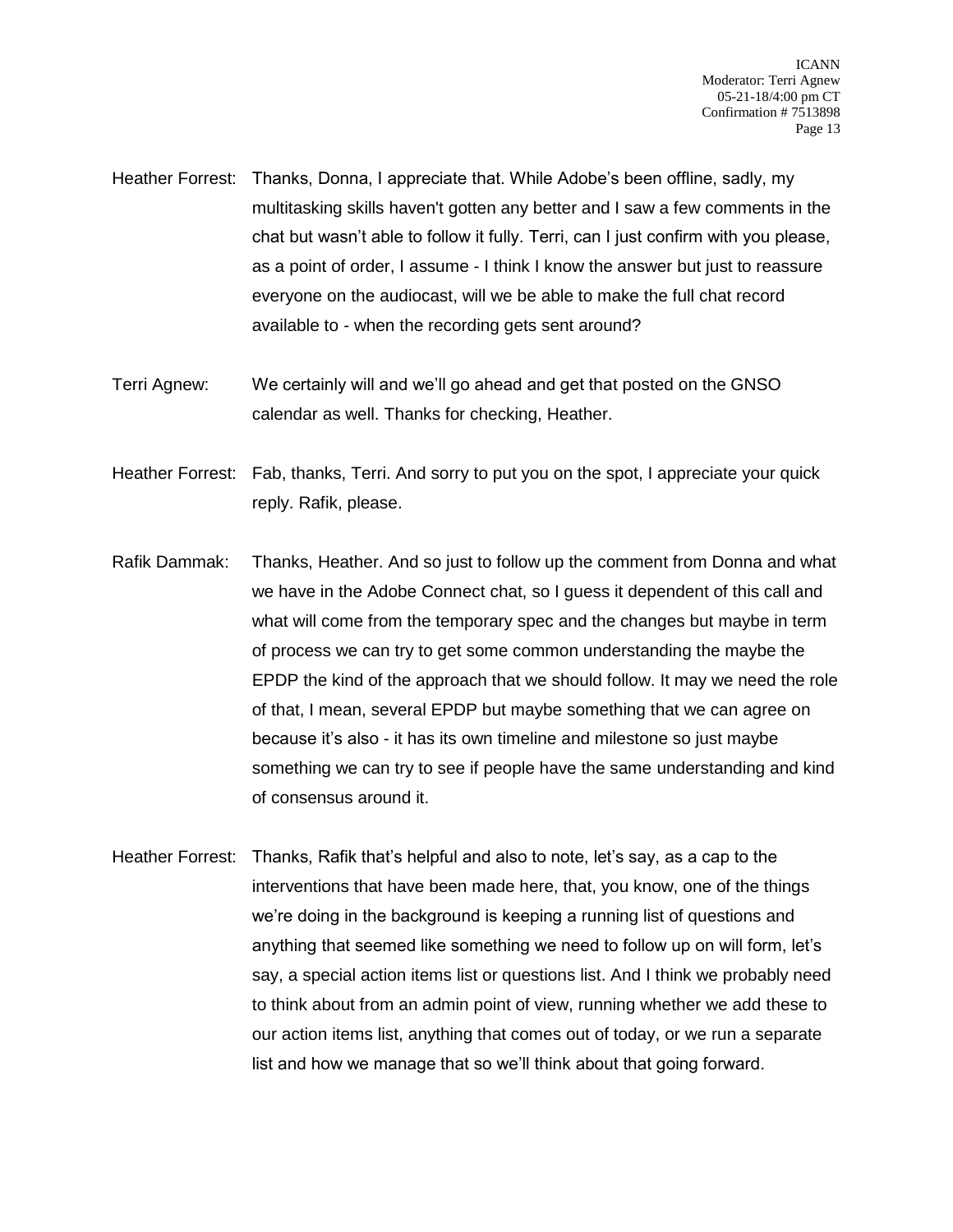Heather Forrest: Thanks, Donna, I appreciate that. While Adobe's been offline, sadly, my multitasking skills haven't gotten any better and I saw a few comments in the chat but wasn't able to follow it fully. Terri, can I just confirm with you please, as a point of order, I assume - I think I know the answer but just to reassure everyone on the audiocast, will we be able to make the full chat record available to - when the recording gets sent around?

Terri Agnew: We certainly will and we'll go ahead and get that posted on the GNSO calendar as well. Thanks for checking, Heather.

Heather Forrest: Fab, thanks, Terri. And sorry to put you on the spot, I appreciate your quick reply. Rafik, please.

Rafik Dammak: Thanks, Heather. And so just to follow up the comment from Donna and what we have in the Adobe Connect chat, so I guess it dependent of this call and what will come from the temporary spec and the changes but maybe in term of process we can try to get some common understanding the maybe the EPDP the kind of the approach that we should follow. It may we need the role of that, I mean, several EPDP but maybe something that we can agree on because it's also - it has its own timeline and milestone so just maybe something we can try to see if people have the same understanding and kind of consensus around it.

Heather Forrest: Thanks, Rafik that's helpful and also to note, let's say, as a cap to the interventions that have been made here, that, you know, one of the things we're doing in the background is keeping a running list of questions and anything that seemed like something we need to follow up on will form, let's say, a special action items list or questions list. And I think we probably need to think about from an admin point of view, running whether we add these to our action items list, anything that comes out of today, or we run a separate list and how we manage that so we'll think about that going forward.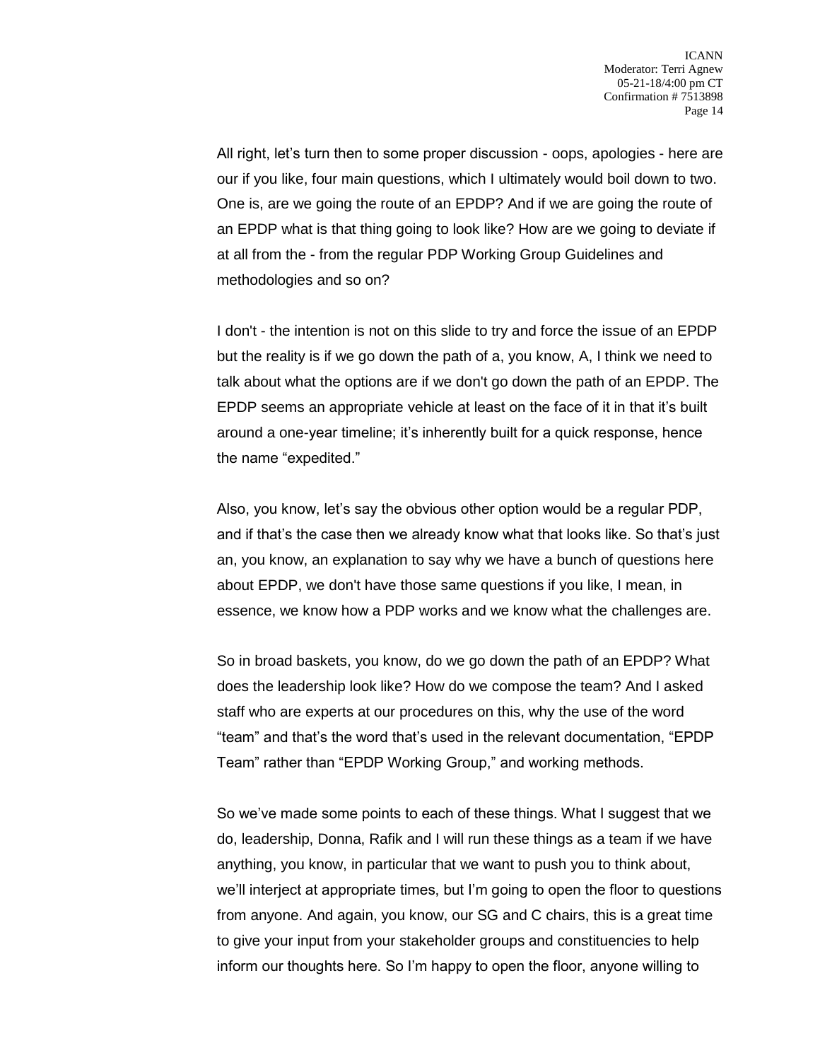All right, let's turn then to some proper discussion - oops, apologies - here are our if you like, four main questions, which I ultimately would boil down to two. One is, are we going the route of an EPDP? And if we are going the route of an EPDP what is that thing going to look like? How are we going to deviate if at all from the - from the regular PDP Working Group Guidelines and methodologies and so on?

I don't - the intention is not on this slide to try and force the issue of an EPDP but the reality is if we go down the path of a, you know, A, I think we need to talk about what the options are if we don't go down the path of an EPDP. The EPDP seems an appropriate vehicle at least on the face of it in that it's built around a one-year timeline; it's inherently built for a quick response, hence the name "expedited."

Also, you know, let's say the obvious other option would be a regular PDP, and if that's the case then we already know what that looks like. So that's just an, you know, an explanation to say why we have a bunch of questions here about EPDP, we don't have those same questions if you like, I mean, in essence, we know how a PDP works and we know what the challenges are.

So in broad baskets, you know, do we go down the path of an EPDP? What does the leadership look like? How do we compose the team? And I asked staff who are experts at our procedures on this, why the use of the word "team" and that's the word that's used in the relevant documentation, "EPDP Team" rather than "EPDP Working Group," and working methods.

So we've made some points to each of these things. What I suggest that we do, leadership, Donna, Rafik and I will run these things as a team if we have anything, you know, in particular that we want to push you to think about, we'll interject at appropriate times, but I'm going to open the floor to questions from anyone. And again, you know, our SG and C chairs, this is a great time to give your input from your stakeholder groups and constituencies to help inform our thoughts here. So I'm happy to open the floor, anyone willing to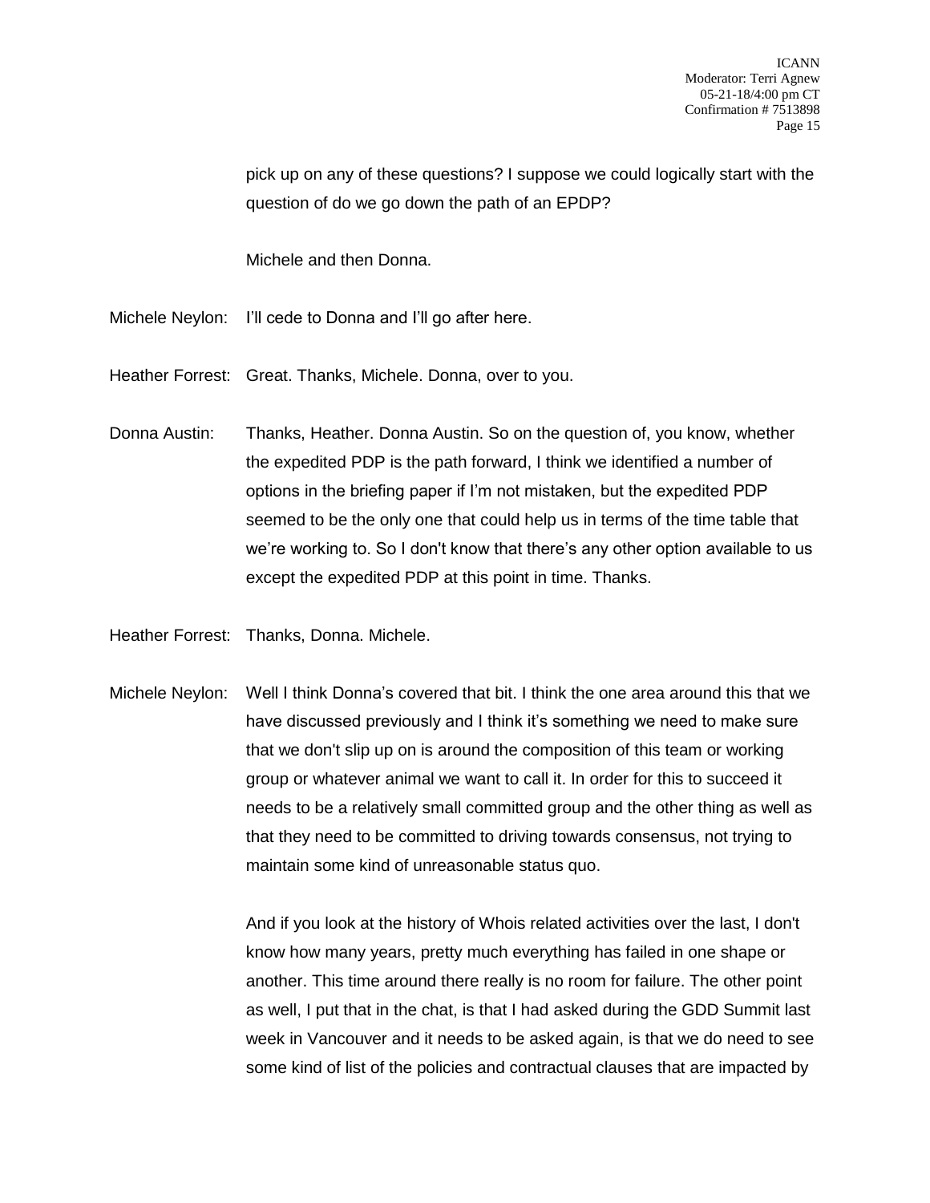pick up on any of these questions? I suppose we could logically start with the question of do we go down the path of an EPDP?

Michele and then Donna.

Michele Neylon: I'll cede to Donna and I'll go after here.

Heather Forrest: Great. Thanks, Michele. Donna, over to you.

Donna Austin: Thanks, Heather. Donna Austin. So on the question of, you know, whether the expedited PDP is the path forward, I think we identified a number of options in the briefing paper if I'm not mistaken, but the expedited PDP seemed to be the only one that could help us in terms of the time table that we're working to. So I don't know that there's any other option available to us except the expedited PDP at this point in time. Thanks.

Heather Forrest: Thanks, Donna. Michele.

Michele Neylon: Well I think Donna's covered that bit. I think the one area around this that we have discussed previously and I think it's something we need to make sure that we don't slip up on is around the composition of this team or working group or whatever animal we want to call it. In order for this to succeed it needs to be a relatively small committed group and the other thing as well as that they need to be committed to driving towards consensus, not trying to maintain some kind of unreasonable status quo.

And if you look at the history of Whois related activities over the last, I don't know how many years, pretty much everything has failed in one shape or another. This time around there really is no room for failure. The other point as well, I put that in the chat, is that I had asked during the GDD Summit last week in Vancouver and it needs to be asked again, is that we do need to see some kind of list of the policies and contractual clauses that are impacted by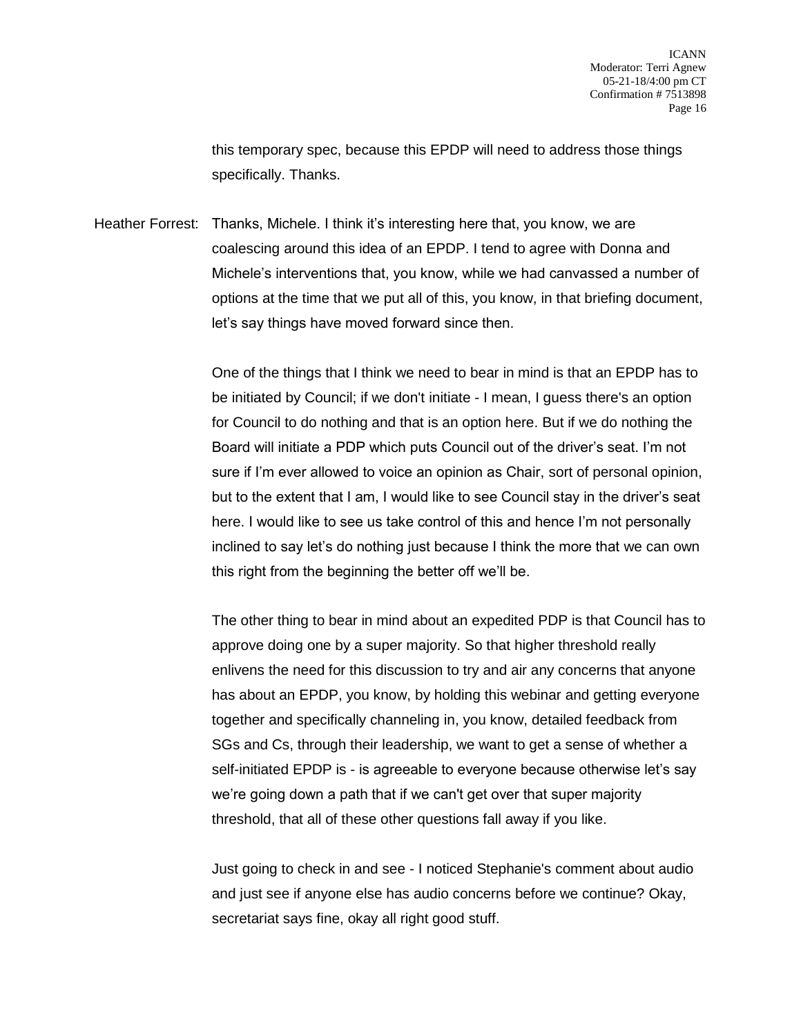this temporary spec, because this EPDP will need to address those things specifically. Thanks.

Heather Forrest: Thanks, Michele. I think it's interesting here that, you know, we are coalescing around this idea of an EPDP. I tend to agree with Donna and Michele's interventions that, you know, while we had canvassed a number of options at the time that we put all of this, you know, in that briefing document, let's say things have moved forward since then.

One of the things that I think we need to bear in mind is that an EPDP has to be initiated by Council; if we don't initiate - I mean, I guess there's an option for Council to do nothing and that is an option here. But if we do nothing the Board will initiate a PDP which puts Council out of the driver's seat. I'm not sure if I'm ever allowed to voice an opinion as Chair, sort of personal opinion, but to the extent that I am, I would like to see Council stay in the driver's seat here. I would like to see us take control of this and hence I'm not personally inclined to say let's do nothing just because I think the more that we can own this right from the beginning the better off we'll be.

The other thing to bear in mind about an expedited PDP is that Council has to approve doing one by a super majority. So that higher threshold really enlivens the need for this discussion to try and air any concerns that anyone has about an EPDP, you know, by holding this webinar and getting everyone together and specifically channeling in, you know, detailed feedback from SGs and Cs, through their leadership, we want to get a sense of whether a self-initiated EPDP is - is agreeable to everyone because otherwise let's say we're going down a path that if we can't get over that super majority threshold, that all of these other questions fall away if you like.

Just going to check in and see - I noticed Stephanie's comment about audio and just see if anyone else has audio concerns before we continue? Okay, secretariat says fine, okay all right good stuff.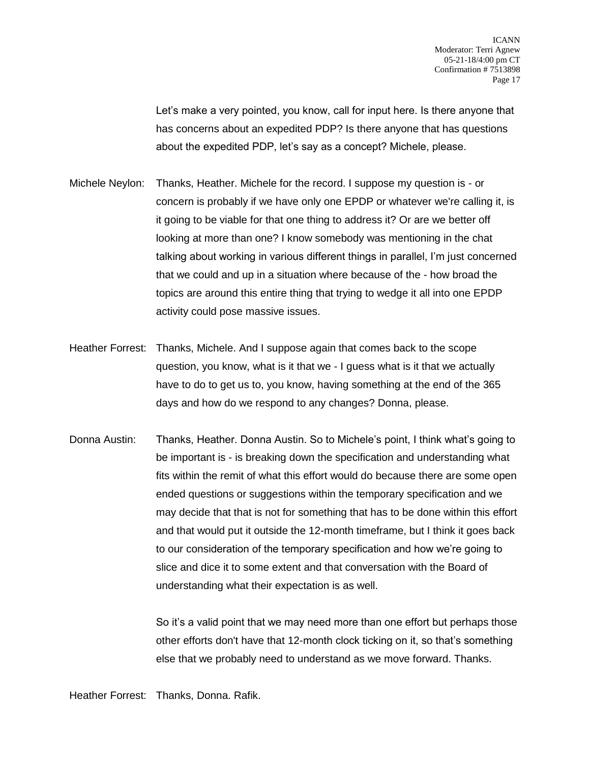Let's make a very pointed, you know, call for input here. Is there anyone that has concerns about an expedited PDP? Is there anyone that has questions about the expedited PDP, let's say as a concept? Michele, please.

Michele Neylon: Thanks, Heather. Michele for the record. I suppose my question is - or concern is probably if we have only one EPDP or whatever we're calling it, is it going to be viable for that one thing to address it? Or are we better off looking at more than one? I know somebody was mentioning in the chat talking about working in various different things in parallel, I'm just concerned that we could and up in a situation where because of the - how broad the topics are around this entire thing that trying to wedge it all into one EPDP activity could pose massive issues.

Heather Forrest: Thanks, Michele. And I suppose again that comes back to the scope question, you know, what is it that we - I guess what is it that we actually have to do to get us to, you know, having something at the end of the 365 days and how do we respond to any changes? Donna, please.

Donna Austin: Thanks, Heather. Donna Austin. So to Michele's point, I think what's going to be important is - is breaking down the specification and understanding what fits within the remit of what this effort would do because there are some open ended questions or suggestions within the temporary specification and we may decide that that is not for something that has to be done within this effort and that would put it outside the 12-month timeframe, but I think it goes back to our consideration of the temporary specification and how we're going to slice and dice it to some extent and that conversation with the Board of understanding what their expectation is as well.

So it's a valid point that we may need more than one effort but perhaps those other efforts don't have that 12-month clock ticking on it, so that's something else that we probably need to understand as we move forward. Thanks.

Heather Forrest: Thanks, Donna. Rafik.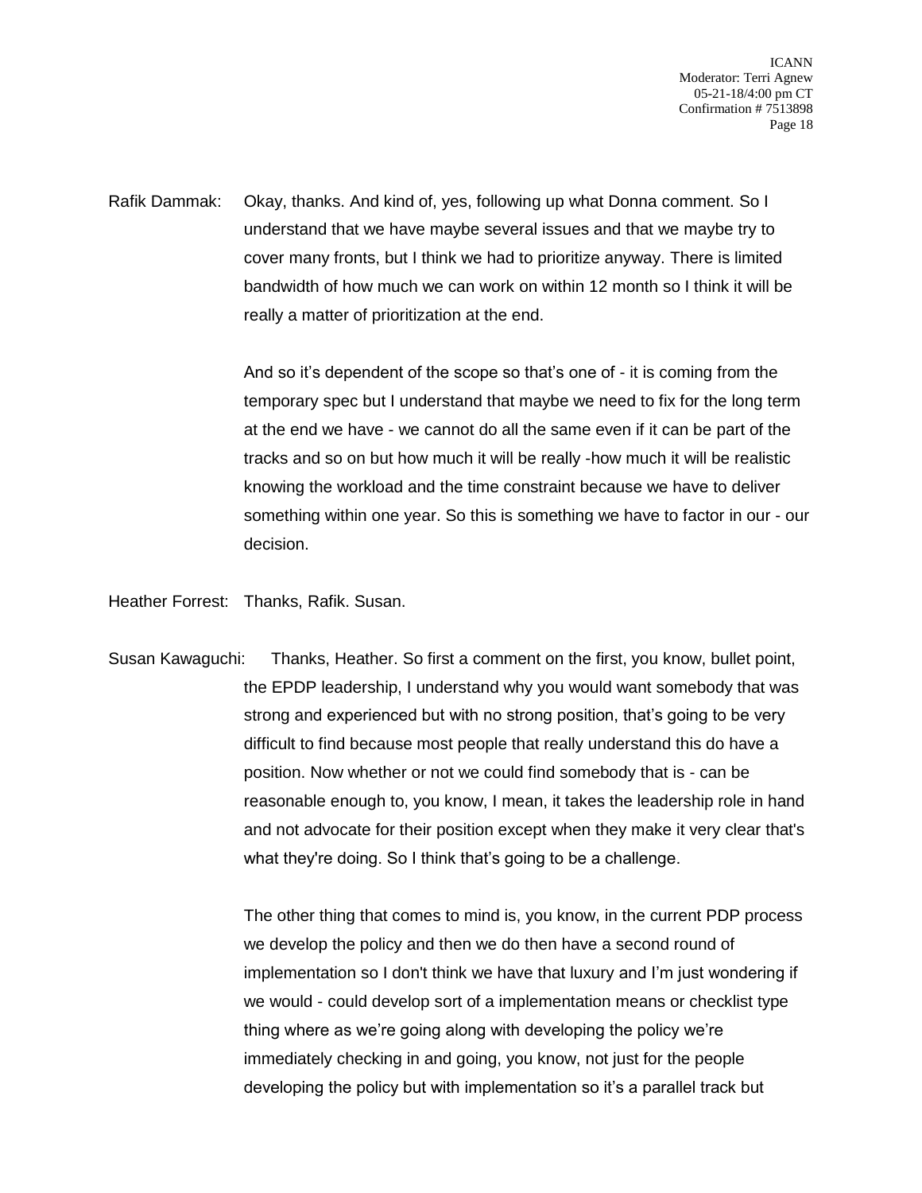Rafik Dammak: Okay, thanks. And kind of, yes, following up what Donna comment. So I understand that we have maybe several issues and that we maybe try to cover many fronts, but I think we had to prioritize anyway. There is limited bandwidth of how much we can work on within 12 month so I think it will be really a matter of prioritization at the end.

And so it's dependent of the scope so that's one of - it is coming from the temporary spec but I understand that maybe we need to fix for the long term at the end we have - we cannot do all the same even if it can be part of the tracks and so on but how much it will be really -how much it will be realistic knowing the workload and the time constraint because we have to deliver something within one year. So this is something we have to factor in our - our decision.

Heather Forrest: Thanks, Rafik. Susan.

Susan Kawaguchi: Thanks, Heather. So first a comment on the first, you know, bullet point, the EPDP leadership, I understand why you would want somebody that was strong and experienced but with no strong position, that's going to be very difficult to find because most people that really understand this do have a position. Now whether or not we could find somebody that is - can be reasonable enough to, you know, I mean, it takes the leadership role in hand and not advocate for their position except when they make it very clear that's what they're doing. So I think that's going to be a challenge.

The other thing that comes to mind is, you know, in the current PDP process we develop the policy and then we do then have a second round of implementation so I don't think we have that luxury and I'm just wondering if we would - could develop sort of a implementation means or checklist type thing where as we're going along with developing the policy we're immediately checking in and going, you know, not just for the people developing the policy but with implementation so it's a parallel track but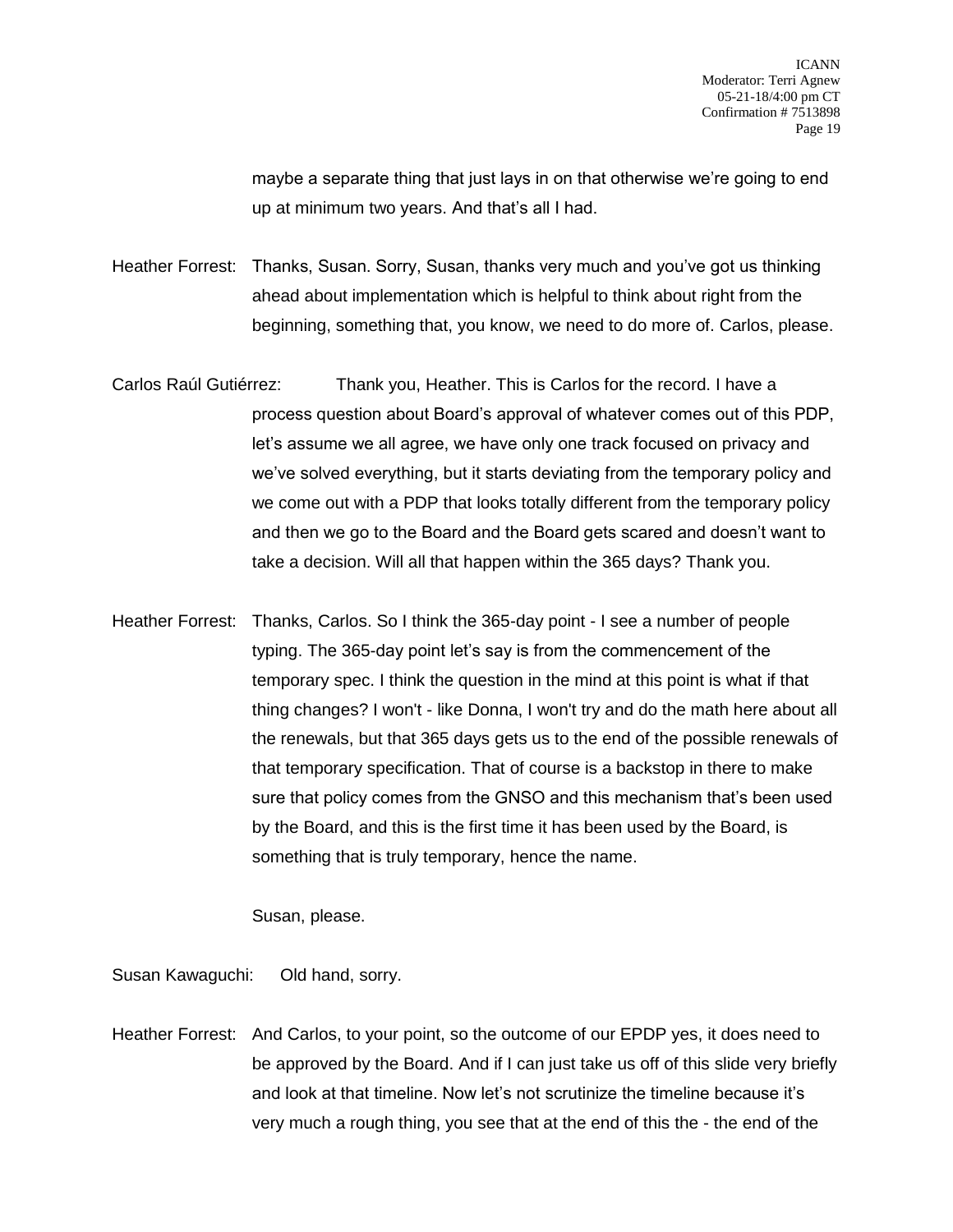maybe a separate thing that just lays in on that otherwise we're going to end up at minimum two years. And that's all I had.

Heather Forrest: Thanks, Susan. Sorry, Susan, thanks very much and you've got us thinking ahead about implementation which is helpful to think about right from the beginning, something that, you know, we need to do more of. Carlos, please.

Carlos Raúl Gutiérrez: Thank you, Heather. This is Carlos for the record. I have a process question about Board's approval of whatever comes out of this PDP, let's assume we all agree, we have only one track focused on privacy and we've solved everything, but it starts deviating from the temporary policy and we come out with a PDP that looks totally different from the temporary policy and then we go to the Board and the Board gets scared and doesn't want to take a decision. Will all that happen within the 365 days? Thank you.

Heather Forrest: Thanks, Carlos. So I think the 365-day point - I see a number of people typing. The 365-day point let's say is from the commencement of the temporary spec. I think the question in the mind at this point is what if that thing changes? I won't - like Donna, I won't try and do the math here about all the renewals, but that 365 days gets us to the end of the possible renewals of that temporary specification. That of course is a backstop in there to make sure that policy comes from the GNSO and this mechanism that's been used by the Board, and this is the first time it has been used by the Board, is something that is truly temporary, hence the name.

Susan, please.

Susan Kawaguchi: Old hand, sorry.

Heather Forrest: And Carlos, to your point, so the outcome of our EPDP yes, it does need to be approved by the Board. And if I can just take us off of this slide very briefly and look at that timeline. Now let's not scrutinize the timeline because it's very much a rough thing, you see that at the end of this the - the end of the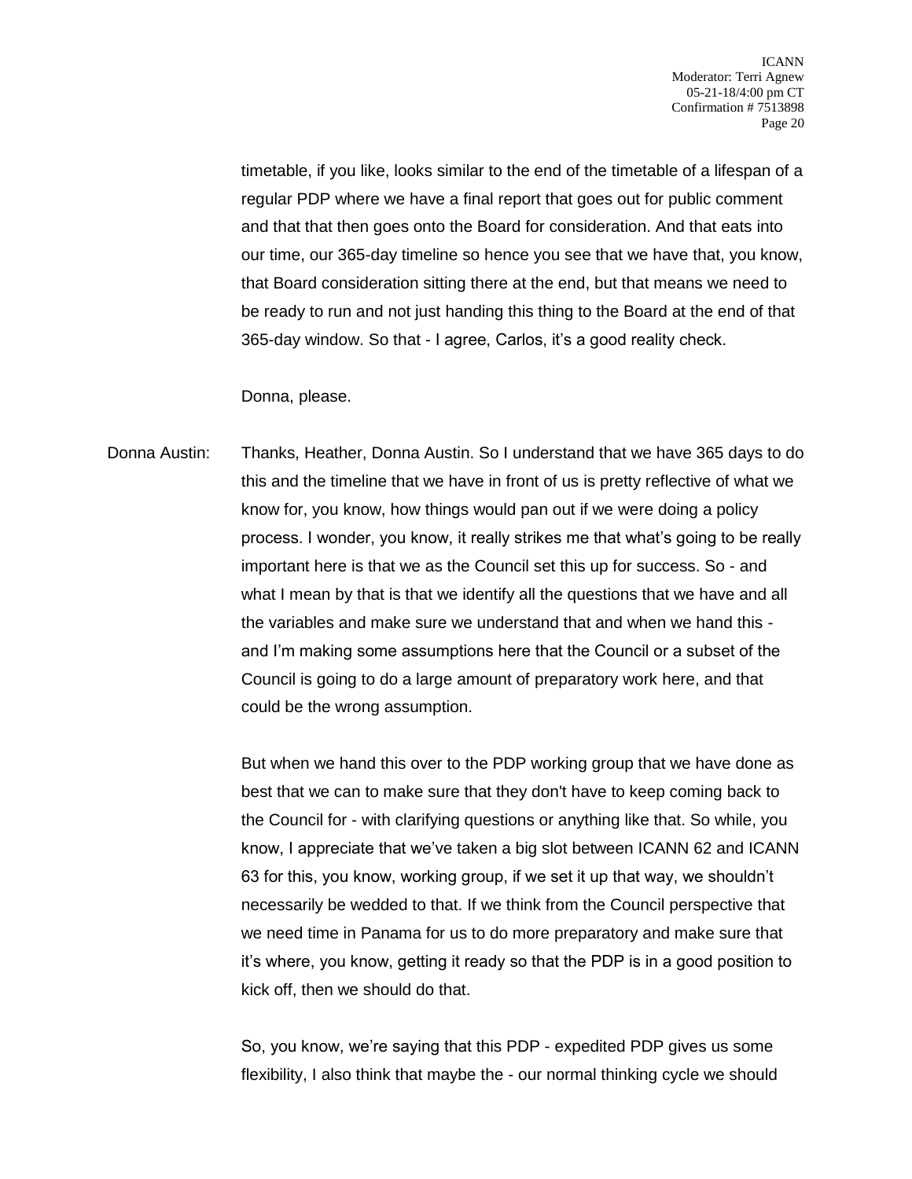timetable, if you like, looks similar to the end of the timetable of a lifespan of a regular PDP where we have a final report that goes out for public comment and that that then goes onto the Board for consideration. And that eats into our time, our 365-day timeline so hence you see that we have that, you know, that Board consideration sitting there at the end, but that means we need to be ready to run and not just handing this thing to the Board at the end of that 365-day window. So that - I agree, Carlos, it's a good reality check.

Donna, please.

Donna Austin: Thanks, Heather, Donna Austin. So I understand that we have 365 days to do this and the timeline that we have in front of us is pretty reflective of what we know for, you know, how things would pan out if we were doing a policy process. I wonder, you know, it really strikes me that what's going to be really important here is that we as the Council set this up for success. So - and what I mean by that is that we identify all the questions that we have and all the variables and make sure we understand that and when we hand this - and I'm making some assumptions here that the Council or a subset of the Council is going to do a large amount of preparatory work here, and that could be the wrong assumption.

But when we hand this over to the PDP working group that we have done as best that we can to make sure that they don't have to keep coming back to the Council for - with clarifying questions or anything like that. So while, you know, I appreciate that we've taken a big slot between ICANN 62 and ICANN 63 for this, you know, working group, if we set it up that way, we shouldn't necessarily be wedded to that. If we think from the Council perspective that we need time in Panama for us to do more preparatory and make sure that it's where, you know, getting it ready so that the PDP is in a good position to kick off, then we should do that.

So, you know, we're saying that this PDP - expedited PDP gives us some flexibility, I also think that maybe the - our normal thinking cycle we should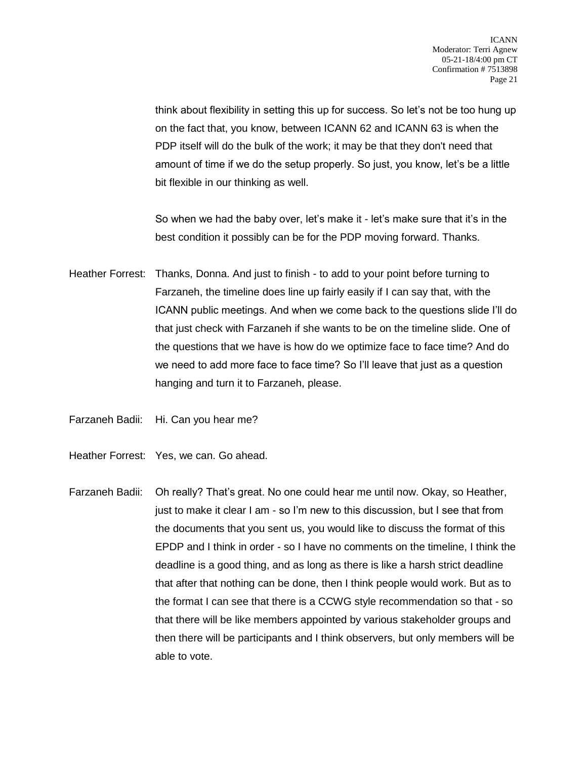think about flexibility in setting this up for success. So let's not be too hung up on the fact that, you know, between ICANN 62 and ICANN 63 is when the PDP itself will do the bulk of the work; it may be that they don't need that amount of time if we do the setup properly. So just, you know, let's be a little bit flexible in our thinking as well.

So when we had the baby over, let's make it - let's make sure that it's in the best condition it possibly can be for the PDP moving forward. Thanks.

Heather Forrest: Thanks, Donna. And just to finish - to add to your point before turning to Farzaneh, the timeline does line up fairly easily if I can say that, with the ICANN public meetings. And when we come back to the questions slide I'll do that just check with Farzaneh if she wants to be on the timeline slide. One of the questions that we have is how do we optimize face to face time? And do we need to add more face to face time? So I'll leave that just as a question hanging and turn it to Farzaneh, please.

Farzaneh Badii: Hi. Can you hear me?

Heather Forrest: Yes, we can. Go ahead.

Farzaneh Badii: Oh really? That's great. No one could hear me until now. Okay, so Heather, just to make it clear I am - so I'm new to this discussion, but I see that from the documents that you sent us, you would like to discuss the format of this EPDP and I think in order - so I have no comments on the timeline, I think the deadline is a good thing, and as long as there is like a harsh strict deadline that after that nothing can be done, then I think people would work. But as to the format I can see that there is a CCWG style recommendation so that - so that there will be like members appointed by various stakeholder groups and then there will be participants and I think observers, but only members will be able to vote.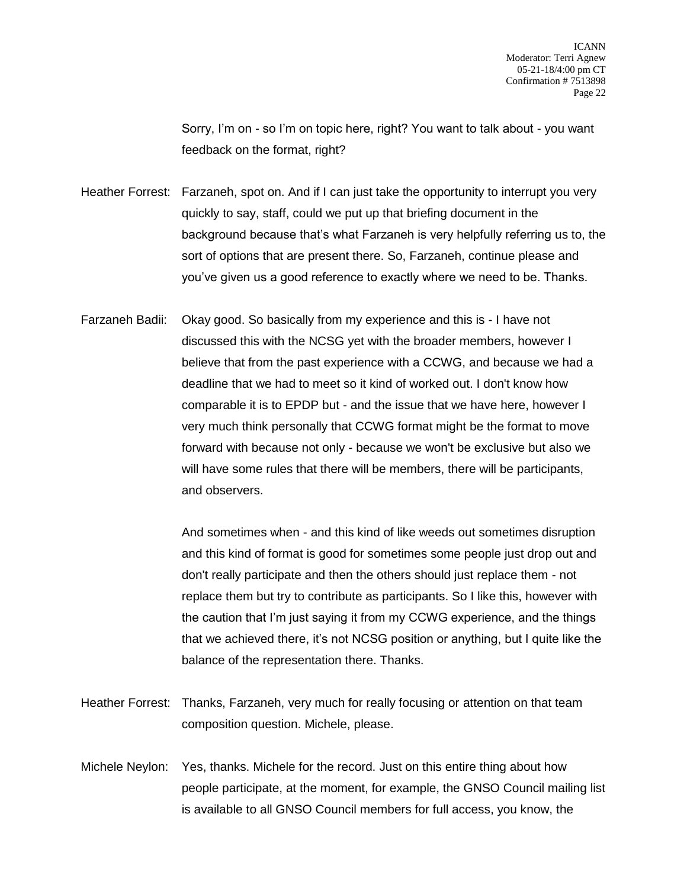Sorry, I'm on - so I'm on topic here, right? You want to talk about - you want feedback on the format, right?

Heather Forrest: Farzaneh, spot on. And if I can just take the opportunity to interrupt you very quickly to say, staff, could we put up that briefing document in the background because that's what Farzaneh is very helpfully referring us to, the sort of options that are present there. So, Farzaneh, continue please and you've given us a good reference to exactly where we need to be. Thanks.

Farzaneh Badii: Okay good. So basically from my experience and this is - I have not discussed this with the NCSG yet with the broader members, however I believe that from the past experience with a CCWG, and because we had a deadline that we had to meet so it kind of worked out. I don't know how comparable it is to EPDP but - and the issue that we have here, however I very much think personally that CCWG format might be the format to move forward with because not only - because we won't be exclusive but also we will have some rules that there will be members, there will be participants, and observers.

And sometimes when - and this kind of like weeds out sometimes disruption and this kind of format is good for sometimes some people just drop out and don't really participate and then the others should just replace them - not replace them but try to contribute as participants. So I like this, however with the caution that I'm just saying it from my CCWG experience, and the things that we achieved there, it's not NCSG position or anything, but I quite like the balance of the representation there. Thanks.

Heather Forrest: Thanks, Farzaneh, very much for really focusing or attention on that team composition question. Michele, please.

Michele Neylon: Yes, thanks. Michele for the record. Just on this entire thing about how people participate, at the moment, for example, the GNSO Council mailing list is available to all GNSO Council members for full access, you know, the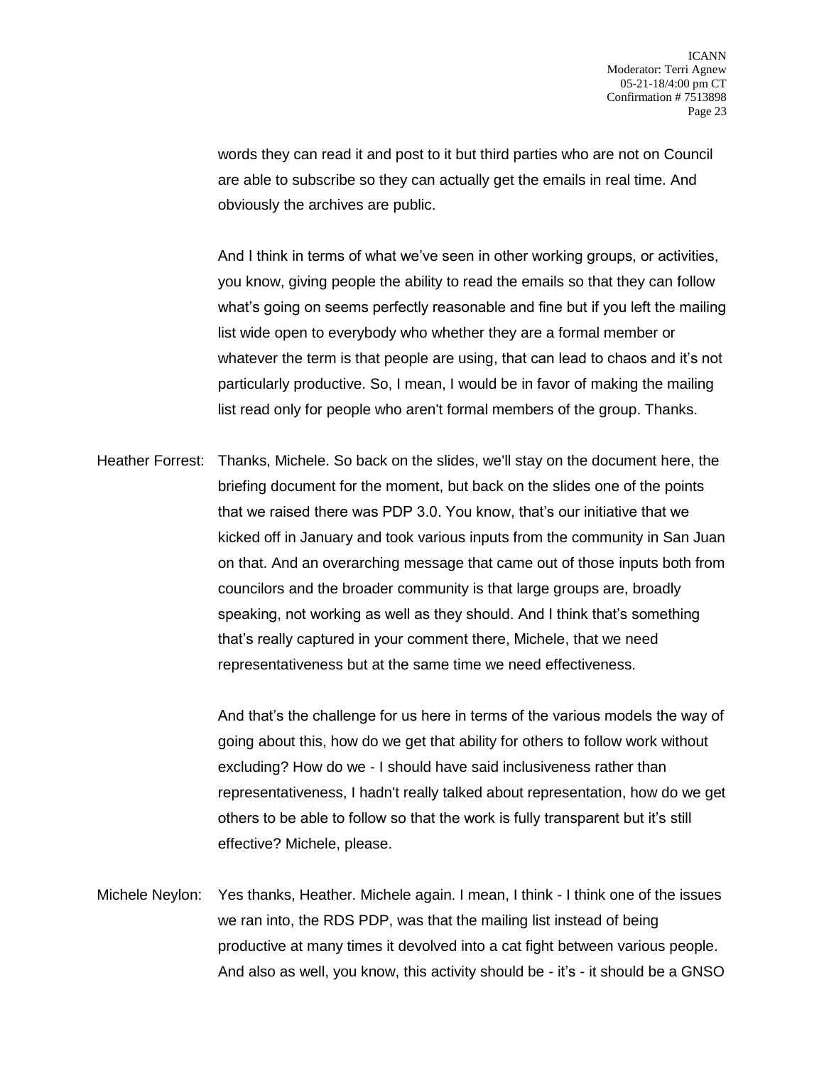words they can read it and post to it but third parties who are not on Council are able to subscribe so they can actually get the emails in real time. And obviously the archives are public.

And I think in terms of what we've seen in other working groups, or activities, you know, giving people the ability to read the emails so that they can follow what's going on seems perfectly reasonable and fine but if you left the mailing list wide open to everybody who whether they are a formal member or whatever the term is that people are using, that can lead to chaos and it's not particularly productive. So, I mean, I would be in favor of making the mailing list read only for people who aren't formal members of the group. Thanks.

Heather Forrest: Thanks, Michele. So back on the slides, we'll stay on the document here, the briefing document for the moment, but back on the slides one of the points that we raised there was PDP 3.0. You know, that's our initiative that we kicked off in January and took various inputs from the community in San Juan on that. And an overarching message that came out of those inputs both from councilors and the broader community is that large groups are, broadly speaking, not working as well as they should. And I think that's something that's really captured in your comment there, Michele, that we need representativeness but at the same time we need effectiveness.

And that's the challenge for us here in terms of the various models the way of going about this, how do we get that ability for others to follow work without excluding? How do we - I should have said inclusiveness rather than representativeness, I hadn't really talked about representation, how do we get others to be able to follow so that the work is fully transparent but it's still effective? Michele, please.

Michele Neylon: Yes thanks, Heather. Michele again. I mean, I think - I think one of the issues we ran into, the RDS PDP, was that the mailing list instead of being productive at many times it devolved into a cat fight between various people. And also as well, you know, this activity should be - it's - it should be a GNSO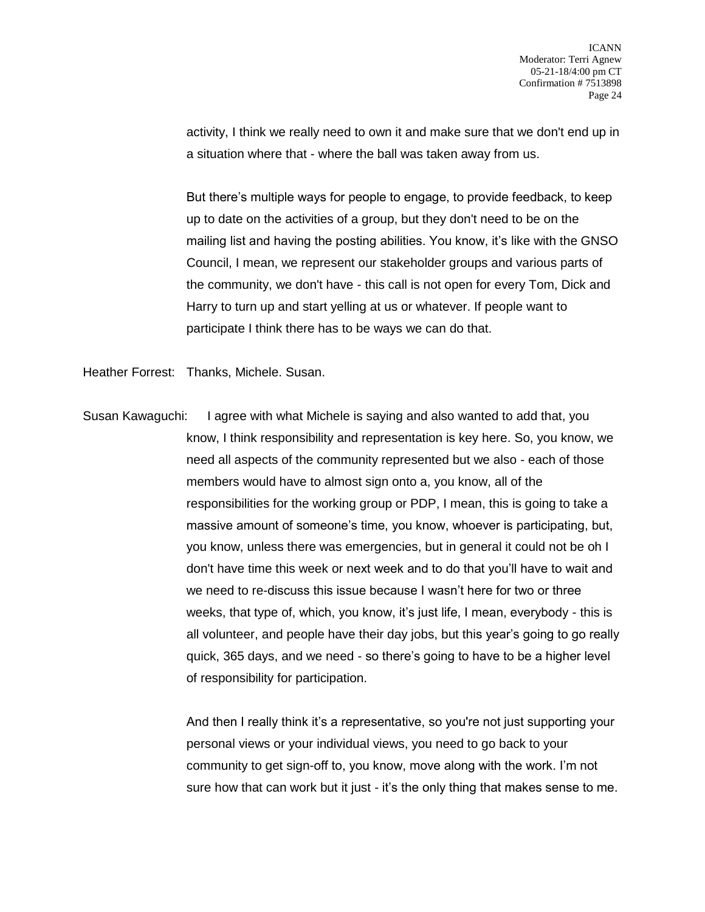activity, I think we really need to own it and make sure that we don't end up in a situation where that - where the ball was taken away from us.

But there's multiple ways for people to engage, to provide feedback, to keep up to date on the activities of a group, but they don't need to be on the mailing list and having the posting abilities. You know, it's like with the GNSO Council, I mean, we represent our stakeholder groups and various parts of the community, we don't have - this call is not open for every Tom, Dick and Harry to turn up and start yelling at us or whatever. If people want to participate I think there has to be ways we can do that.

Heather Forrest: Thanks, Michele. Susan.

Susan Kawaguchi: I agree with what Michele is saying and also wanted to add that, you know, I think responsibility and representation is key here. So, you know, we need all aspects of the community represented but we also - each of those members would have to almost sign onto a, you know, all of the responsibilities for the working group or PDP, I mean, this is going to take a massive amount of someone's time, you know, whoever is participating, but, you know, unless there was emergencies, but in general it could not be oh I don't have time this week or next week and to do that you'll have to wait and we need to re-discuss this issue because I wasn't here for two or three weeks, that type of, which, you know, it's just life, I mean, everybody - this is all volunteer, and people have their day jobs, but this year's going to go really quick, 365 days, and we need - so there's going to have to be a higher level of responsibility for participation.

And then I really think it's a representative, so you're not just supporting your personal views or your individual views, you need to go back to your community to get sign-off to, you know, move along with the work. I'm not sure how that can work but it just - it's the only thing that makes sense to me.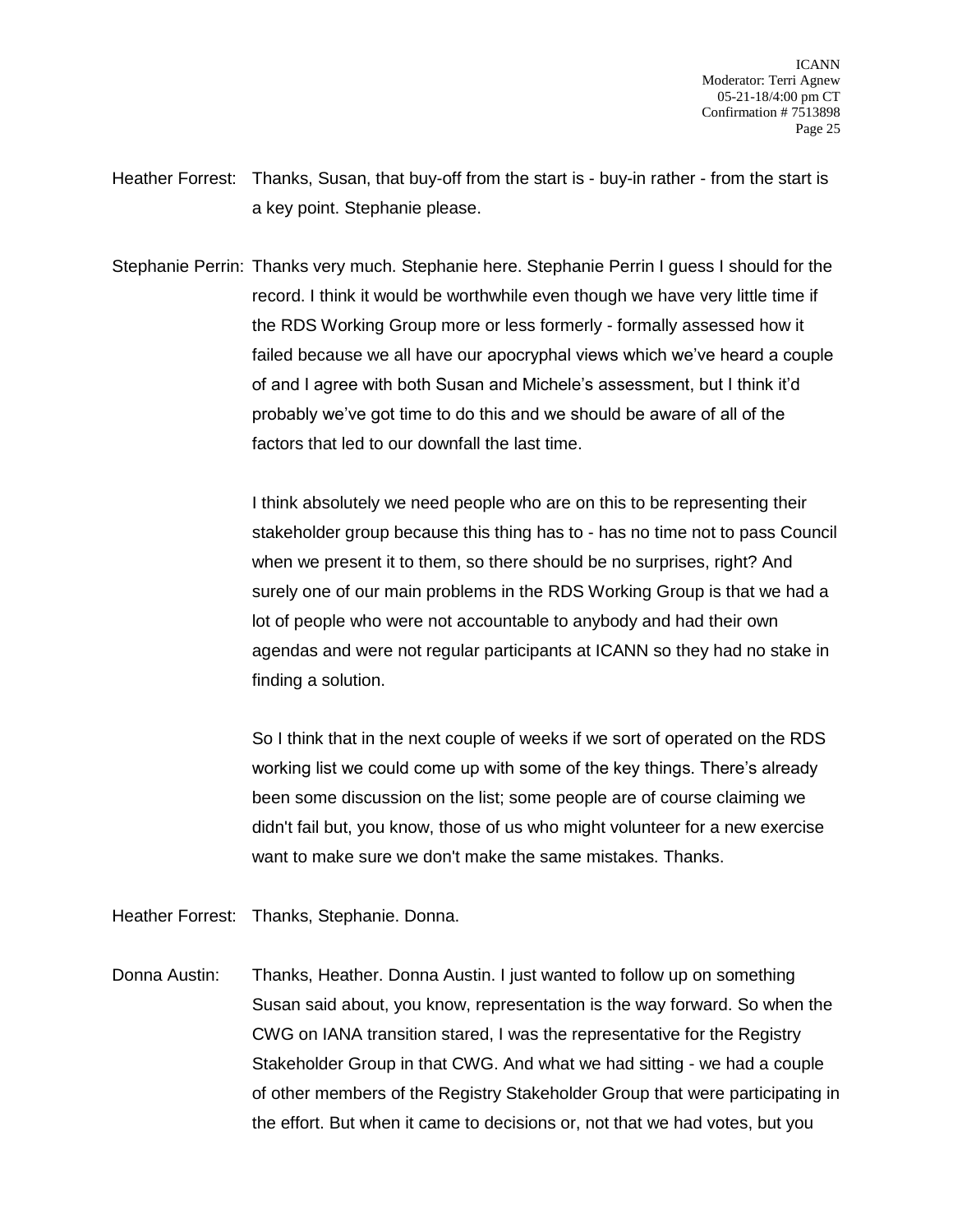Heather Forrest: Thanks, Susan, that buy-off from the start is - buy-in rather - from the start is a key point. Stephanie please.

Stephanie Perrin: Thanks very much. Stephanie here. Stephanie Perrin I guess I should for the record. I think it would be worthwhile even though we have very little time if the RDS Working Group more or less formerly - formally assessed how it failed because we all have our apocryphal views which we've heard a couple of and I agree with both Susan and Michele's assessment, but I think it'd probably we've got time to do this and we should be aware of all of the factors that led to our downfall the last time.

I think absolutely we need people who are on this to be representing their stakeholder group because this thing has to - has no time not to pass Council when we present it to them, so there should be no surprises, right? And surely one of our main problems in the RDS Working Group is that we had a lot of people who were not accountable to anybody and had their own agendas and were not regular participants at ICANN so they had no stake in finding a solution.

So I think that in the next couple of weeks if we sort of operated on the RDS working list we could come up with some of the key things. There's already been some discussion on the list; some people are of course claiming we didn't fail but, you know, those of us who might volunteer for a new exercise want to make sure we don't make the same mistakes. Thanks.

Heather Forrest: Thanks, Stephanie. Donna.

Donna Austin: Thanks, Heather. Donna Austin. I just wanted to follow up on something Susan said about, you know, representation is the way forward. So when the CWG on IANA transition stared, I was the representative for the Registry Stakeholder Group in that CWG. And what we had sitting - we had a couple of other members of the Registry Stakeholder Group that were participating in the effort. But when it came to decisions or, not that we had votes, but you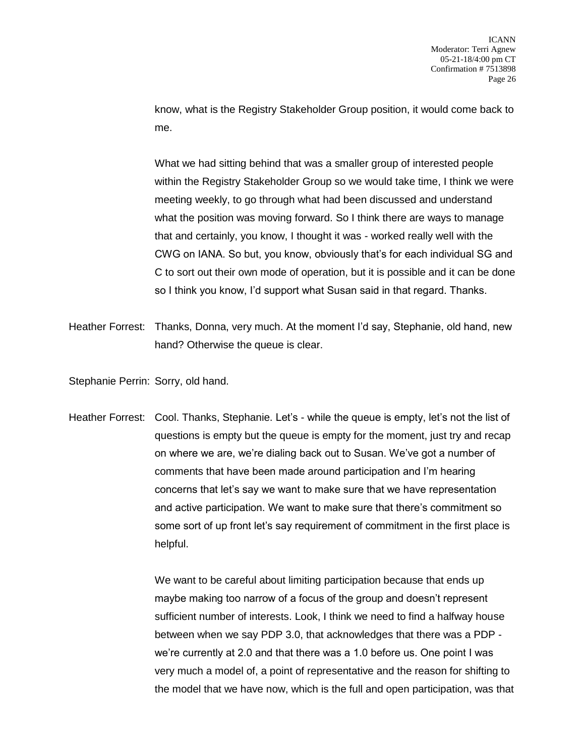know, what is the Registry Stakeholder Group position, it would come back to me.

What we had sitting behind that was a smaller group of interested people within the Registry Stakeholder Group so we would take time, I think we were meeting weekly, to go through what had been discussed and understand what the position was moving forward. So I think there are ways to manage that and certainly, you know, I thought it was - worked really well with the CWG on IANA. So but, you know, obviously that's for each individual SG and C to sort out their own mode of operation, but it is possible and it can be done so I think you know, I'd support what Susan said in that regard. Thanks.

Heather Forrest: Thanks, Donna, very much. At the moment I'd say, Stephanie, old hand, new hand? Otherwise the queue is clear.

Stephanie Perrin: Sorry, old hand.

Heather Forrest: Cool. Thanks, Stephanie. Let's - while the queue is empty, let's not the list of questions is empty but the queue is empty for the moment, just try and recap on where we are, we're dialing back out to Susan. We've got a number of comments that have been made around participation and I'm hearing concerns that let's say we want to make sure that we have representation and active participation. We want to make sure that there's commitment so some sort of up front let's say requirement of commitment in the first place is helpful.

We want to be careful about limiting participation because that ends up maybe making too narrow of a focus of the group and doesn't represent sufficient number of interests. Look, I think we need to find a halfway house between when we say PDP 3.0, that acknowledges that there was a PDP - we're currently at 2.0 and that there was a 1.0 before us. One point I was very much a model of, a point of representative and the reason for shifting to the model that we have now, which is the full and open participation, was that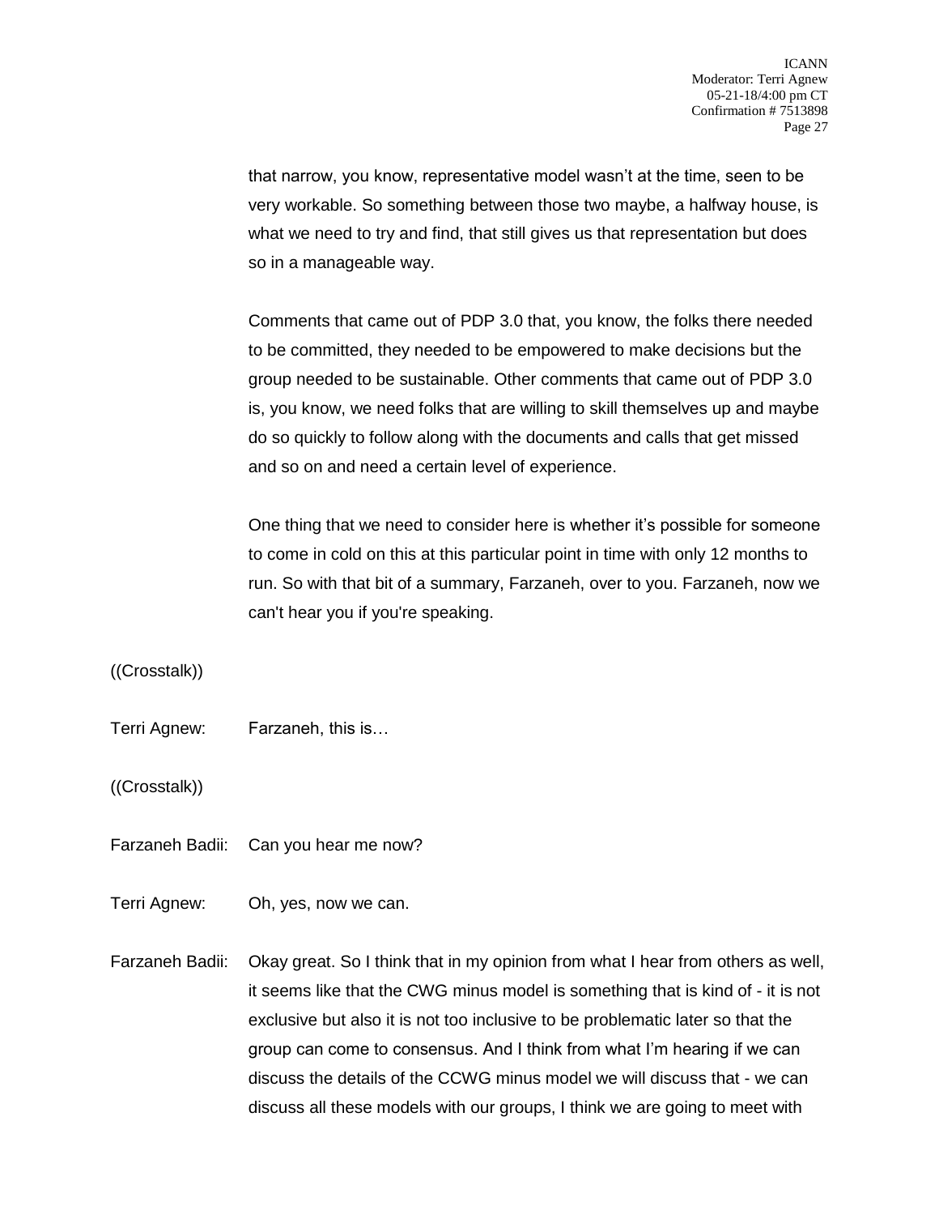that narrow, you know, representative model wasn't at the time, seen to be very workable. So something between those two maybe, a halfway house, is what we need to try and find, that still gives us that representation but does so in a manageable way.

Comments that came out of PDP 3.0 that, you know, the folks there needed to be committed, they needed to be empowered to make decisions but the group needed to be sustainable. Other comments that came out of PDP 3.0 is, you know, we need folks that are willing to skill themselves up and maybe do so quickly to follow along with the documents and calls that get missed and so on and need a certain level of experience.

One thing that we need to consider here is whether it's possible for someone to come in cold on this at this particular point in time with only 12 months to run. So with that bit of a summary, Farzaneh, over to you. Farzaneh, now we can't hear you if you're speaking.

((Crosstalk))

Terri Agnew: Farzaneh, this is…

((Crosstalk))

Farzaneh Badii: Can you hear me now?

Terri Agnew: Oh, yes, now we can.

Farzaneh Badii: Okay great. So I think that in my opinion from what I hear from others as well, it seems like that the CWG minus model is something that is kind of - it is not exclusive but also it is not too inclusive to be problematic later so that the group can come to consensus. And I think from what I'm hearing if we can discuss the details of the CCWG minus model we will discuss that - we can discuss all these models with our groups, I think we are going to meet with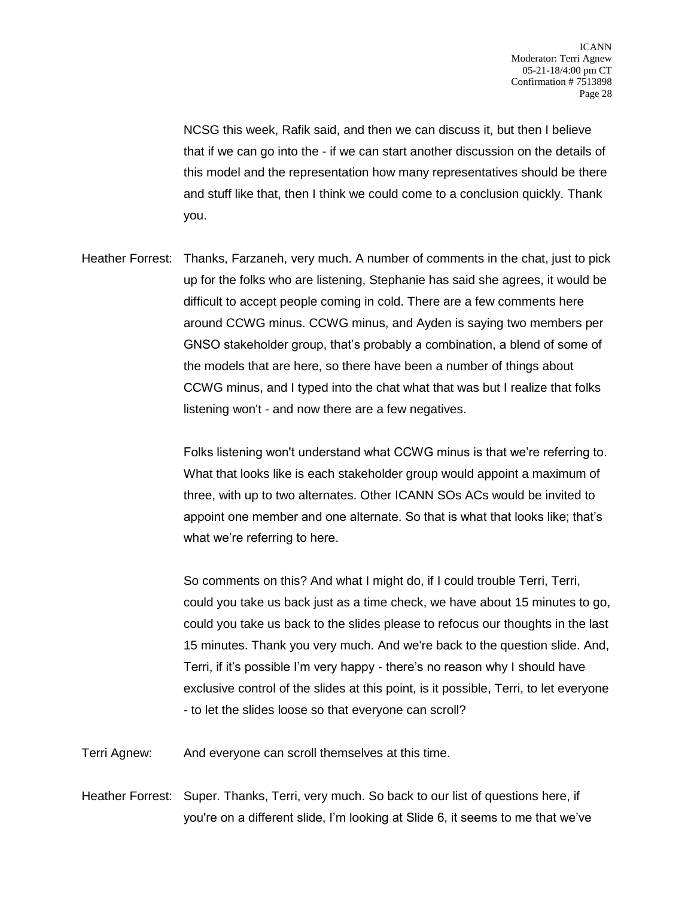NCSG this week, Rafik said, and then we can discuss it, but then I believe that if we can go into the - if we can start another discussion on the details of this model and the representation how many representatives should be there and stuff like that, then I think we could come to a conclusion quickly. Thank you.

Heather Forrest: Thanks, Farzaneh, very much. A number of comments in the chat, just to pick up for the folks who are listening, Stephanie has said she agrees, it would be difficult to accept people coming in cold. There are a few comments here around CCWG minus. CCWG minus, and Ayden is saying two members per GNSO stakeholder group, that's probably a combination, a blend of some of the models that are here, so there have been a number of things about CCWG minus, and I typed into the chat what that was but I realize that folks listening won't - and now there are a few negatives.

Folks listening won't understand what CCWG minus is that we're referring to. What that looks like is each stakeholder group would appoint a maximum of three, with up to two alternates. Other ICANN SOs ACs would be invited to appoint one member and one alternate. So that is what that looks like; that's what we're referring to here.

So comments on this? And what I might do, if I could trouble Terri, Terri, could you take us back just as a time check, we have about 15 minutes to go, could you take us back to the slides please to refocus our thoughts in the last 15 minutes. Thank you very much. And we're back to the question slide. And, Terri, if it's possible I'm very happy - there's no reason why I should have exclusive control of the slides at this point, is it possible, Terri, to let everyone - to let the slides loose so that everyone can scroll?

Terri Agnew: And everyone can scroll themselves at this time.

Heather Forrest: Super. Thanks, Terri, very much. So back to our list of questions here, if you're on a different slide, I'm looking at Slide 6, it seems to me that we've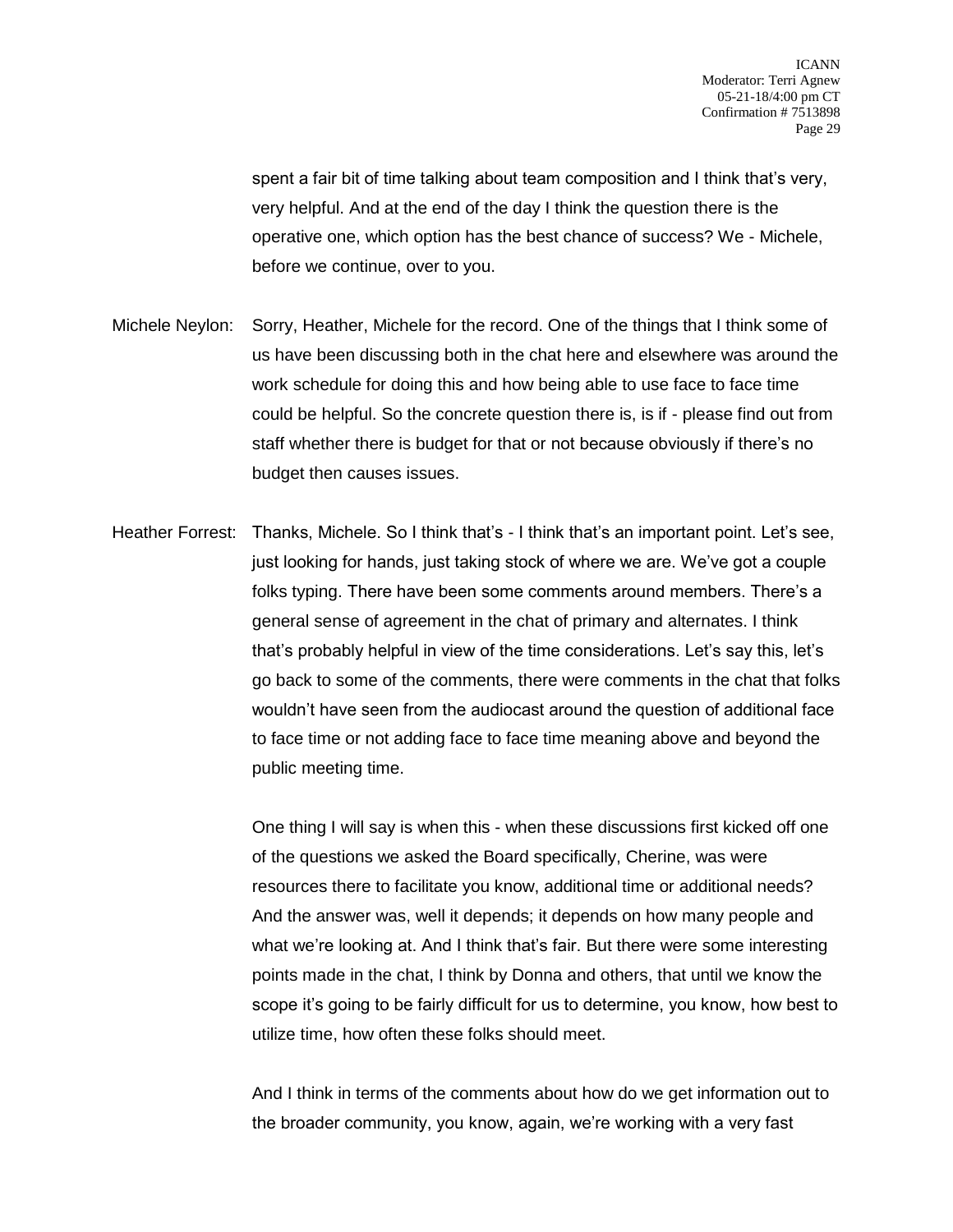spent a fair bit of time talking about team composition and I think that's very, very helpful. And at the end of the day I think the question there is the operative one, which option has the best chance of success? We - Michele, before we continue, over to you.

Michele Neylon: Sorry, Heather, Michele for the record. One of the things that I think some of us have been discussing both in the chat here and elsewhere was around the work schedule for doing this and how being able to use face to face time could be helpful. So the concrete question there is, is if - please find out from staff whether there is budget for that or not because obviously if there's no budget then causes issues.

Heather Forrest: Thanks, Michele. So I think that's - I think that's an important point. Let's see, just looking for hands, just taking stock of where we are. We've got a couple folks typing. There have been some comments around members. There's a general sense of agreement in the chat of primary and alternates. I think that's probably helpful in view of the time considerations. Let's say this, let's go back to some of the comments, there were comments in the chat that folks wouldn't have seen from the audiocast around the question of additional face to face time or not adding face to face time meaning above and beyond the public meeting time.

One thing I will say is when this - when these discussions first kicked off one of the questions we asked the Board specifically, Cherine, was were resources there to facilitate you know, additional time or additional needs? And the answer was, well it depends; it depends on how many people and what we're looking at. And I think that's fair. But there were some interesting points made in the chat, I think by Donna and others, that until we know the scope it's going to be fairly difficult for us to determine, you know, how best to utilize time, how often these folks should meet.

And I think in terms of the comments about how do we get information out to the broader community, you know, again, we're working with a very fast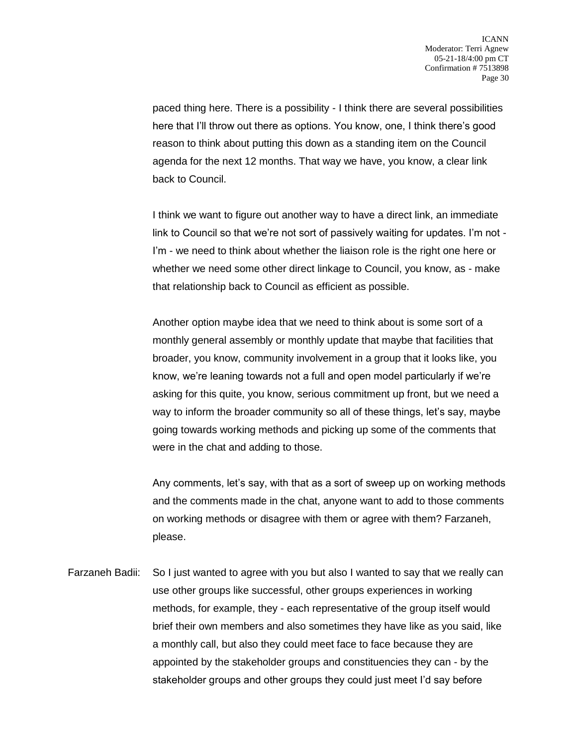paced thing here. There is a possibility - I think there are several possibilities here that I'll throw out there as options. You know, one, I think there's good reason to think about putting this down as a standing item on the Council agenda for the next 12 months. That way we have, you know, a clear link back to Council.

I think we want to figure out another way to have a direct link, an immediate link to Council so that we're not sort of passively waiting for updates. I'm not - I'm - we need to think about whether the liaison role is the right one here or whether we need some other direct linkage to Council, you know, as - make that relationship back to Council as efficient as possible.

Another option maybe idea that we need to think about is some sort of a monthly general assembly or monthly update that maybe that facilities that broader, you know, community involvement in a group that it looks like, you know, we're leaning towards not a full and open model particularly if we're asking for this quite, you know, serious commitment up front, but we need a way to inform the broader community so all of these things, let's say, maybe going towards working methods and picking up some of the comments that were in the chat and adding to those.

Any comments, let's say, with that as a sort of sweep up on working methods and the comments made in the chat, anyone want to add to those comments on working methods or disagree with them or agree with them? Farzaneh, please.

Farzaneh Badii: So I just wanted to agree with you but also I wanted to say that we really can use other groups like successful, other groups experiences in working methods, for example, they - each representative of the group itself would brief their own members and also sometimes they have like as you said, like a monthly call, but also they could meet face to face because they are appointed by the stakeholder groups and constituencies they can - by the stakeholder groups and other groups they could just meet I'd say before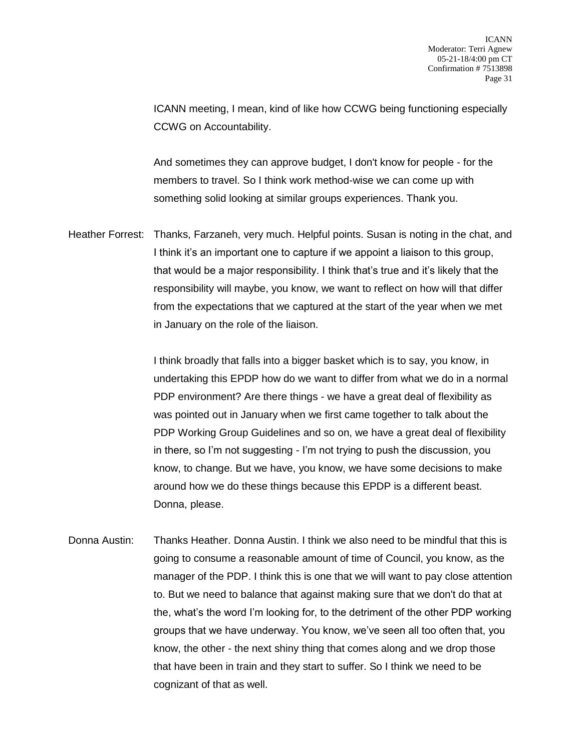ICANN meeting, I mean, kind of like how CCWG being functioning especially CCWG on Accountability.

And sometimes they can approve budget, I don't know for people - for the members to travel. So I think work method-wise we can come up with something solid looking at similar groups experiences. Thank you.

Heather Forrest: Thanks, Farzaneh, very much. Helpful points. Susan is noting in the chat, and I think it's an important one to capture if we appoint a liaison to this group, that would be a major responsibility. I think that's true and it's likely that the responsibility will maybe, you know, we want to reflect on how will that differ from the expectations that we captured at the start of the year when we met in January on the role of the liaison.

I think broadly that falls into a bigger basket which is to say, you know, in undertaking this EPDP how do we want to differ from what we do in a normal PDP environment? Are there things - we have a great deal of flexibility as was pointed out in January when we first came together to talk about the PDP Working Group Guidelines and so on, we have a great deal of flexibility in there, so I'm not suggesting - I'm not trying to push the discussion, you know, to change. But we have, you know, we have some decisions to make around how we do these things because this EPDP is a different beast. Donna, please.

Donna Austin: Thanks Heather. Donna Austin. I think we also need to be mindful that this is going to consume a reasonable amount of time of Council, you know, as the manager of the PDP. I think this is one that we will want to pay close attention to. But we need to balance that against making sure that we don't do that at the, what's the word I'm looking for, to the detriment of the other PDP working groups that we have underway. You know, we've seen all too often that, you know, the other - the next shiny thing that comes along and we drop those that have been in train and they start to suffer. So I think we need to be cognizant of that as well.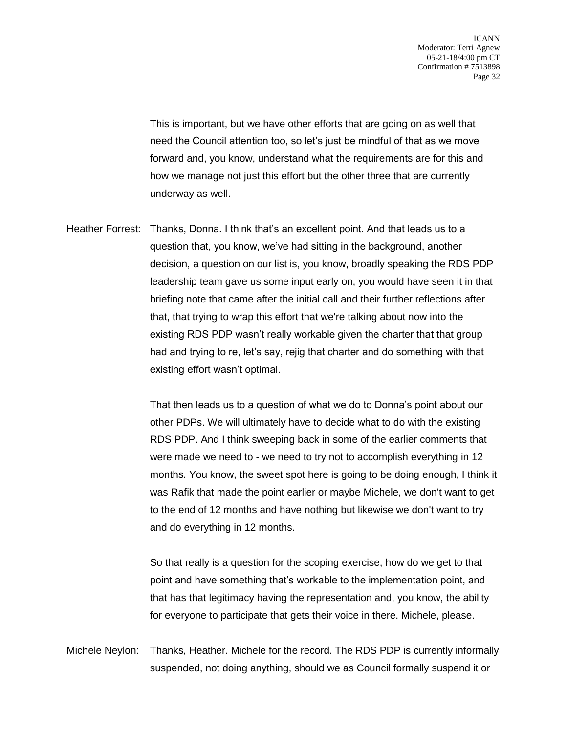This is important, but we have other efforts that are going on as well that need the Council attention too, so let's just be mindful of that as we move forward and, you know, understand what the requirements are for this and how we manage not just this effort but the other three that are currently underway as well.

Heather Forrest: Thanks, Donna. I think that's an excellent point. And that leads us to a question that, you know, we've had sitting in the background, another decision, a question on our list is, you know, broadly speaking the RDS PDP leadership team gave us some input early on, you would have seen it in that briefing note that came after the initial call and their further reflections after that, that trying to wrap this effort that we're talking about now into the existing RDS PDP wasn't really workable given the charter that that group had and trying to re, let's say, rejig that charter and do something with that existing effort wasn't optimal.

That then leads us to a question of what we do to Donna's point about our other PDPs. We will ultimately have to decide what to do with the existing RDS PDP. And I think sweeping back in some of the earlier comments that were made we need to - we need to try not to accomplish everything in 12 months. You know, the sweet spot here is going to be doing enough, I think it was Rafik that made the point earlier or maybe Michele, we don't want to get to the end of 12 months and have nothing but likewise we don't want to try and do everything in 12 months.

So that really is a question for the scoping exercise, how do we get to that point and have something that's workable to the implementation point, and that has that legitimacy having the representation and, you know, the ability for everyone to participate that gets their voice in there. Michele, please.

Michele Neylon: Thanks, Heather. Michele for the record. The RDS PDP is currently informally suspended, not doing anything, should we as Council formally suspend it or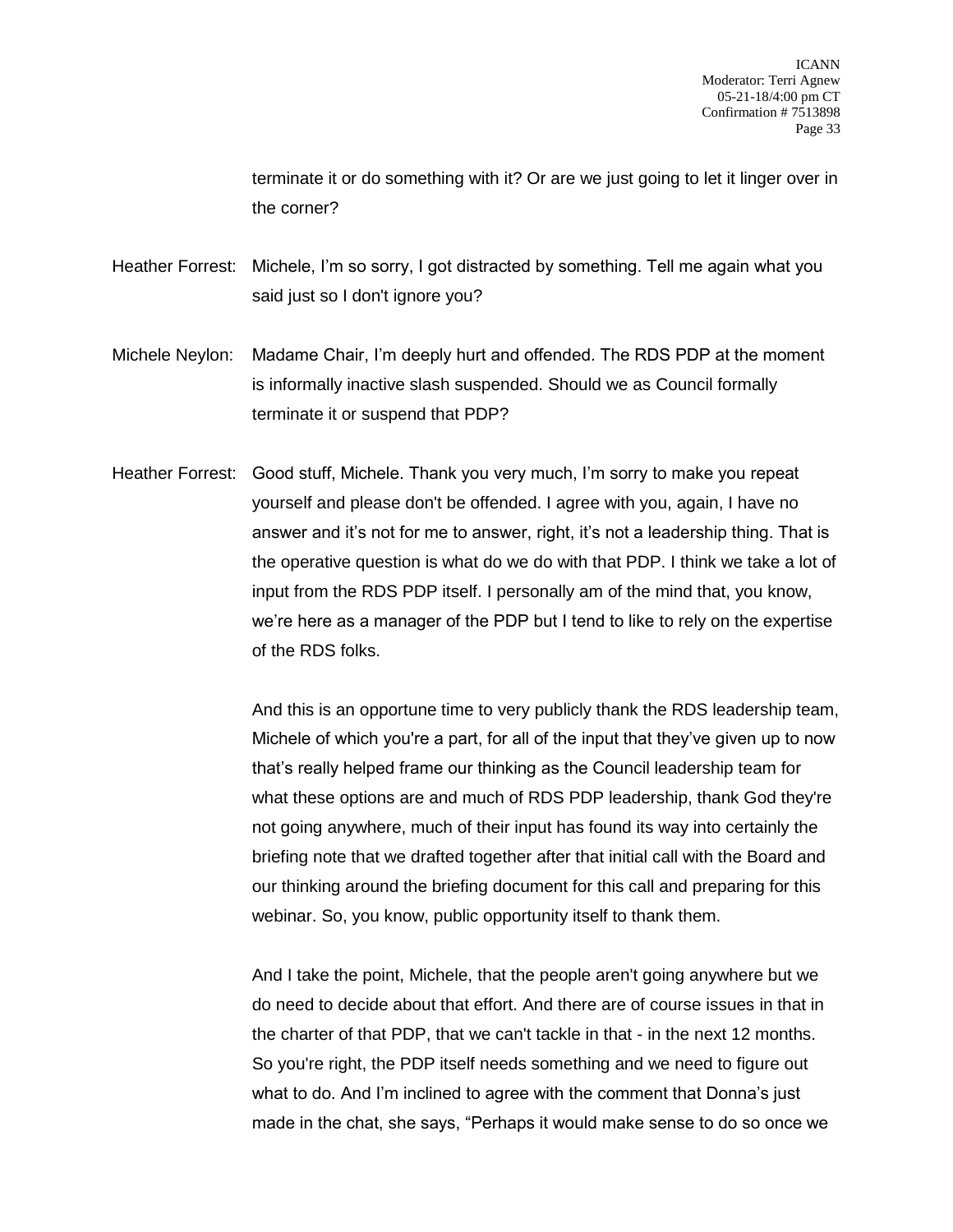terminate it or do something with it? Or are we just going to let it linger over in the corner?

Heather Forrest: Michele, I'm so sorry, I got distracted by something. Tell me again what you said just so I don't ignore you?

Michele Neylon: Madame Chair, I'm deeply hurt and offended. The RDS PDP at the moment is informally inactive slash suspended. Should we as Council formally terminate it or suspend that PDP?

Heather Forrest: Good stuff, Michele. Thank you very much, I'm sorry to make you repeat yourself and please don't be offended. I agree with you, again, I have no answer and it's not for me to answer, right, it's not a leadership thing. That is the operative question is what do we do with that PDP. I think we take a lot of input from the RDS PDP itself. I personally am of the mind that, you know, we're here as a manager of the PDP but I tend to like to rely on the expertise of the RDS folks.

And this is an opportune time to very publicly thank the RDS leadership team, Michele of which you're a part, for all of the input that they've given up to now that's really helped frame our thinking as the Council leadership team for what these options are and much of RDS PDP leadership, thank God they're not going anywhere, much of their input has found its way into certainly the briefing note that we drafted together after that initial call with the Board and our thinking around the briefing document for this call and preparing for this webinar. So, you know, public opportunity itself to thank them.

And I take the point, Michele, that the people aren't going anywhere but we do need to decide about that effort. And there are of course issues in that in the charter of that PDP, that we can't tackle in that - in the next 12 months. So you're right, the PDP itself needs something and we need to figure out what to do. And I'm inclined to agree with the comment that Donna's just made in the chat, she says, "Perhaps it would make sense to do so once we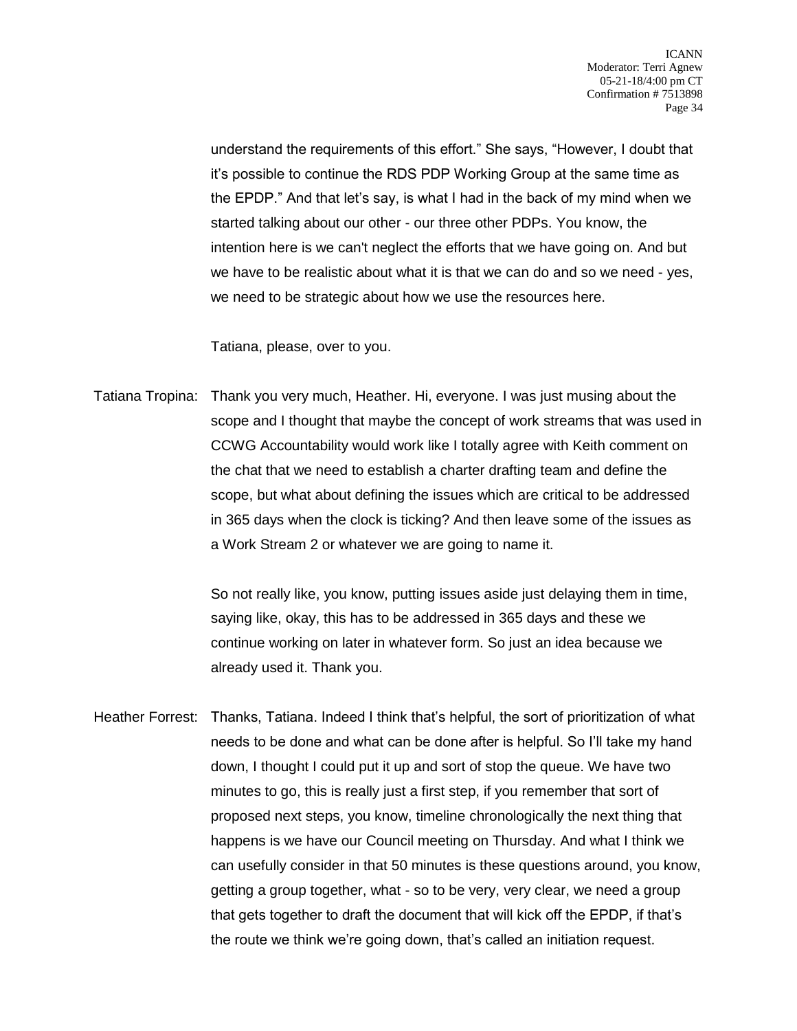understand the requirements of this effort." She says, "However, I doubt that it's possible to continue the RDS PDP Working Group at the same time as the EPDP." And that let's say, is what I had in the back of my mind when we started talking about our other - our three other PDPs. You know, the intention here is we can't neglect the efforts that we have going on. And but we have to be realistic about what it is that we can do and so we need - yes, we need to be strategic about how we use the resources here.

Tatiana, please, over to you.

Tatiana Tropina: Thank you very much, Heather. Hi, everyone. I was just musing about the scope and I thought that maybe the concept of work streams that was used in CCWG Accountability would work like I totally agree with Keith comment on the chat that we need to establish a charter drafting team and define the scope, but what about defining the issues which are critical to be addressed in 365 days when the clock is ticking? And then leave some of the issues as a Work Stream 2 or whatever we are going to name it.

So not really like, you know, putting issues aside just delaying them in time, saying like, okay, this has to be addressed in 365 days and these we continue working on later in whatever form. So just an idea because we already used it. Thank you.

Heather Forrest: Thanks, Tatiana. Indeed I think that's helpful, the sort of prioritization of what needs to be done and what can be done after is helpful. So I'll take my hand down, I thought I could put it up and sort of stop the queue. We have two minutes to go, this is really just a first step, if you remember that sort of proposed next steps, you know, timeline chronologically the next thing that happens is we have our Council meeting on Thursday. And what I think we can usefully consider in that 50 minutes is these questions around, you know, getting a group together, what - so to be very, very clear, we need a group that gets together to draft the document that will kick off the EPDP, if that's the route we think we're going down, that's called an initiation request.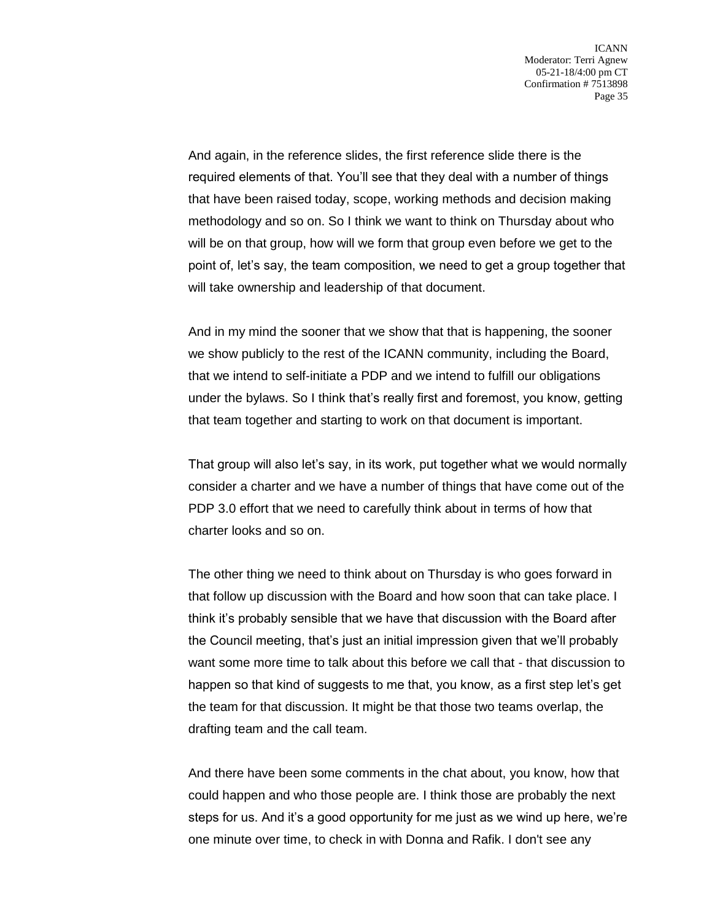And again, in the reference slides, the first reference slide there is the required elements of that. You'll see that they deal with a number of things that have been raised today, scope, working methods and decision making methodology and so on. So I think we want to think on Thursday about who will be on that group, how will we form that group even before we get to the point of, let's say, the team composition, we need to get a group together that will take ownership and leadership of that document.

And in my mind the sooner that we show that that is happening, the sooner we show publicly to the rest of the ICANN community, including the Board, that we intend to self-initiate a PDP and we intend to fulfill our obligations under the bylaws. So I think that's really first and foremost, you know, getting that team together and starting to work on that document is important.

That group will also let's say, in its work, put together what we would normally consider a charter and we have a number of things that have come out of the PDP 3.0 effort that we need to carefully think about in terms of how that charter looks and so on.

The other thing we need to think about on Thursday is who goes forward in that follow up discussion with the Board and how soon that can take place. I think it's probably sensible that we have that discussion with the Board after the Council meeting, that's just an initial impression given that we'll probably want some more time to talk about this before we call that - that discussion to happen so that kind of suggests to me that, you know, as a first step let's get the team for that discussion. It might be that those two teams overlap, the drafting team and the call team.

And there have been some comments in the chat about, you know, how that could happen and who those people are. I think those are probably the next steps for us. And it's a good opportunity for me just as we wind up here, we're one minute over time, to check in with Donna and Rafik. I don't see any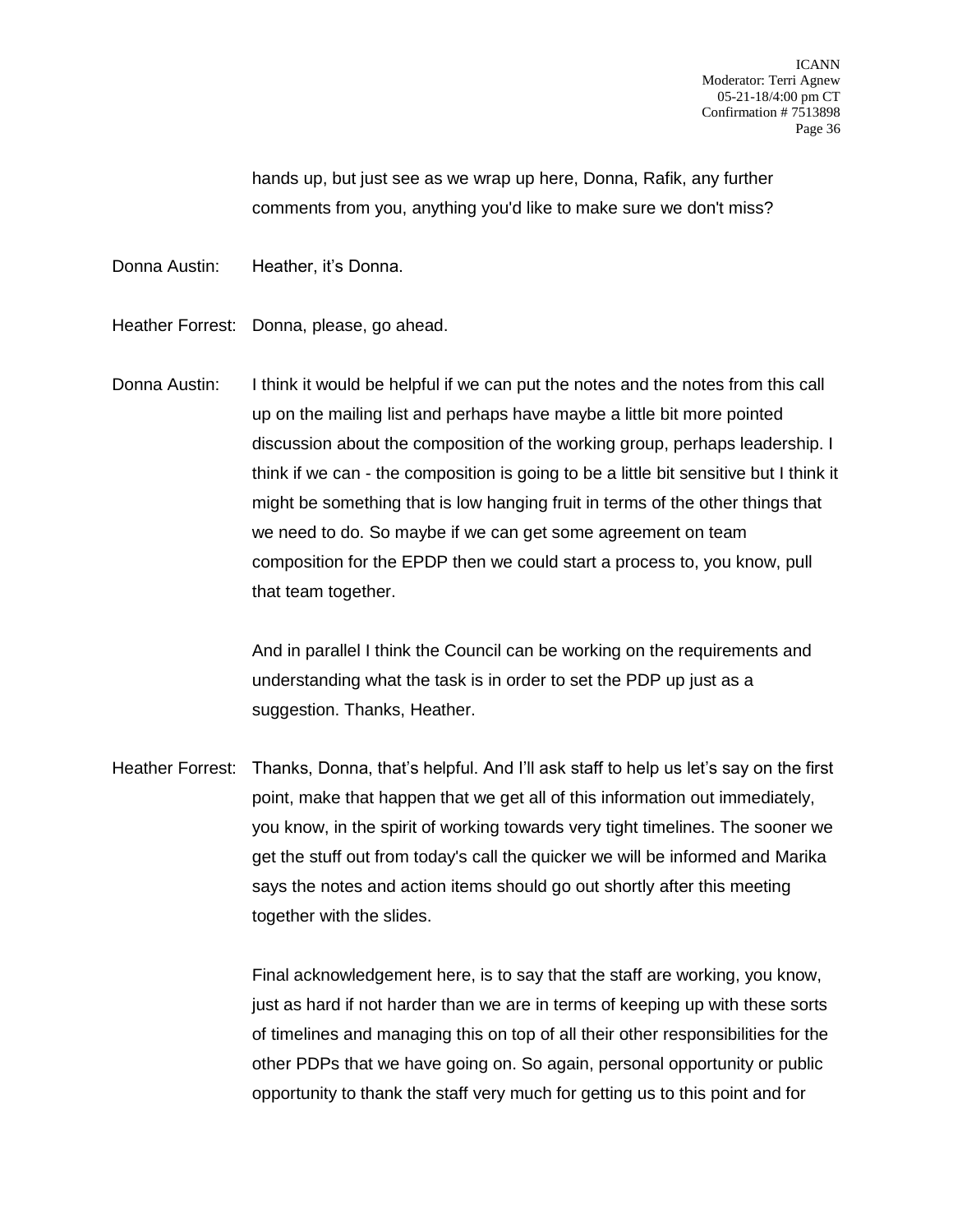hands up, but just see as we wrap up here, Donna, Rafik, any further comments from you, anything you'd like to make sure we don't miss?

Donna Austin: Heather, it's Donna.

Heather Forrest: Donna, please, go ahead.

Donna Austin: I think it would be helpful if we can put the notes and the notes from this call up on the mailing list and perhaps have maybe a little bit more pointed discussion about the composition of the working group, perhaps leadership. I think if we can - the composition is going to be a little bit sensitive but I think it might be something that is low hanging fruit in terms of the other things that we need to do. So maybe if we can get some agreement on team composition for the EPDP then we could start a process to, you know, pull that team together.

And in parallel I think the Council can be working on the requirements and understanding what the task is in order to set the PDP up just as a suggestion. Thanks, Heather.

Heather Forrest: Thanks, Donna, that's helpful. And I'll ask staff to help us let's say on the first point, make that happen that we get all of this information out immediately, you know, in the spirit of working towards very tight timelines. The sooner we get the stuff out from today's call the quicker we will be informed and Marika says the notes and action items should go out shortly after this meeting together with the slides.

Final acknowledgement here, is to say that the staff are working, you know, just as hard if not harder than we are in terms of keeping up with these sorts of timelines and managing this on top of all their other responsibilities for the other PDPs that we have going on. So again, personal opportunity or public opportunity to thank the staff very much for getting us to this point and for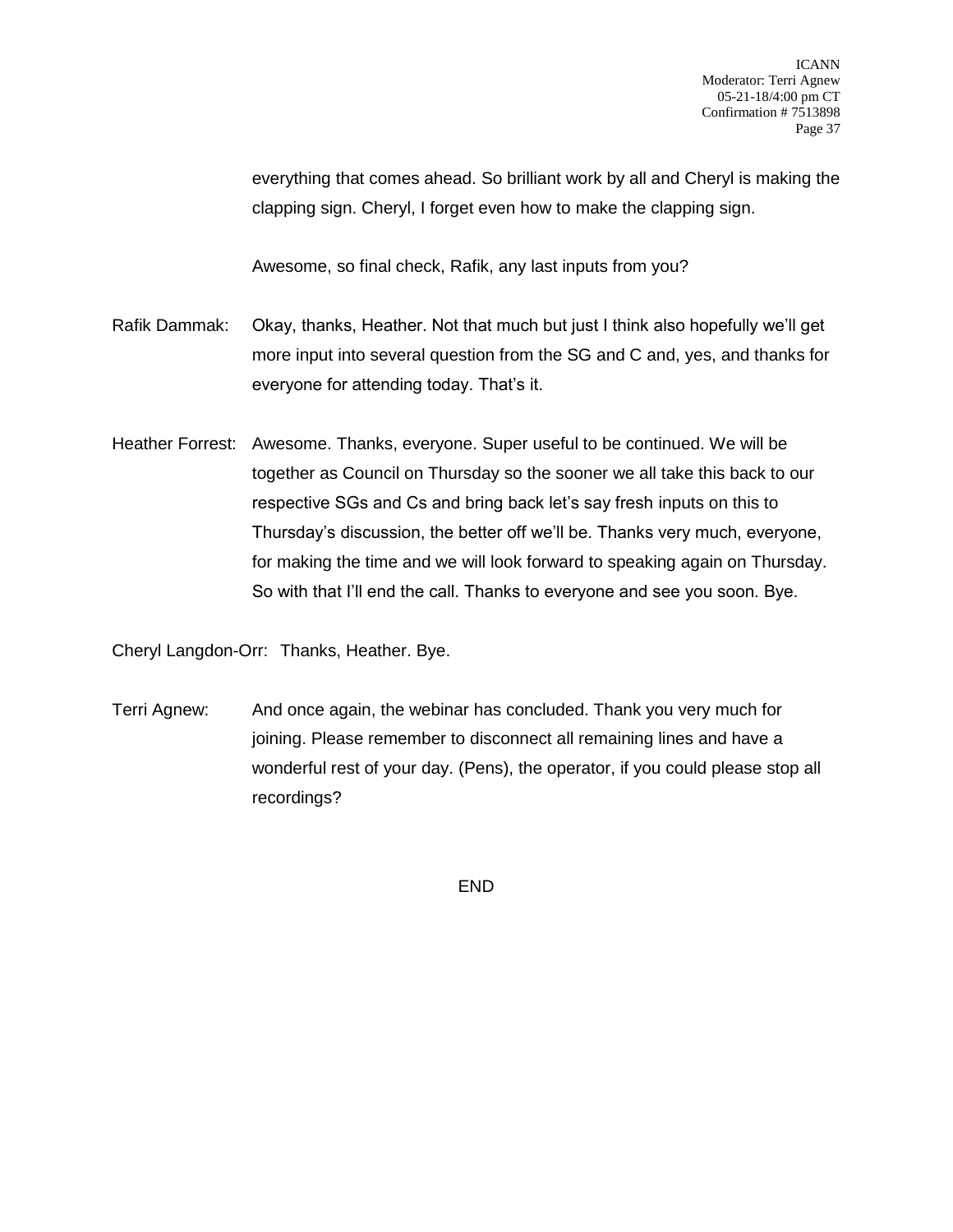everything that comes ahead. So brilliant work by all and Cheryl is making the clapping sign. Cheryl, I forget even how to make the clapping sign.

Awesome, so final check, Rafik, any last inputs from you?

Rafik Dammak: Okay, thanks, Heather. Not that much but just I think also hopefully we'll get more input into several question from the SG and C and, yes, and thanks for everyone for attending today. That's it.

Heather Forrest: Awesome. Thanks, everyone. Super useful to be continued. We will be together as Council on Thursday so the sooner we all take this back to our respective SGs and Cs and bring back let's say fresh inputs on this to Thursday's discussion, the better off we'll be. Thanks very much, everyone, for making the time and we will look forward to speaking again on Thursday. So with that I'll end the call. Thanks to everyone and see you soon. Bye.

Cheryl Langdon-Orr: Thanks, Heather. Bye.

Terri Agnew: And once again, the webinar has concluded. Thank you very much for joining. Please remember to disconnect all remaining lines and have a wonderful rest of your day. (Pens), the operator, if you could please stop all recordings?

END